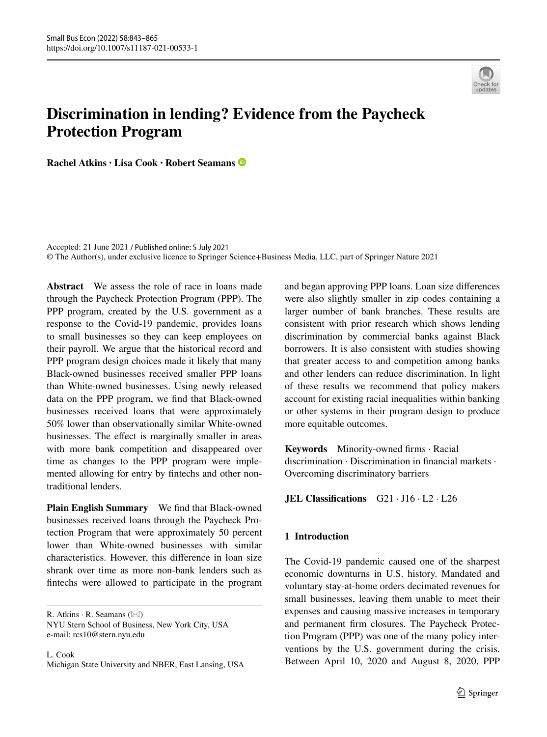# Discrimination in lending? Evidence from the Paycheck Protection Program

**Rachel Atkins · Lisa Cook · Robert Seamans**

Accepted: 21 June 2021 / Published online: 5 July 2021
© The Author(s), under exclusive licence to Springer Science+Business Media, LLC, part of Springer Nature 2021

**Abstract** We assess the role of race in loans made through the Paycheck Protection Program (PPP). The PPP program, created by the U.S. government as a response to the Covid-19 pandemic, provides loans to small businesses so they can keep employees on their payroll. We argue that the historical record and PPP program design choices made it likely that many Black-owned businesses received smaller PPP loans than White-owned businesses. Using newly released data on the PPP program, we find that Black-owned businesses received loans that were approximately 50% lower than observationally similar White-owned businesses. The effect is marginally smaller in areas with more bank competition and disappeared over time as changes to the PPP program were implemented allowing for entry by fintechs and other non-traditional lenders.

**Plain English Summary** We find that Black-owned businesses received loans through the Paycheck Protection Program that were approximately 50 percent lower than White-owned businesses with similar characteristics. However, this difference in loan size shrank over time as more non-bank lenders such as fintechs were allowed to participate in the program and began approving PPP loans. Loan size differences were also slightly smaller in zip codes containing a larger number of bank branches. These results are consistent with prior research which shows lending discrimination by commercial banks against Black borrowers. It is also consistent with studies showing that greater access to and competition among banks and other lenders can reduce discrimination. In light of these results we recommend that policy makers account for existing racial inequalities within banking or other systems in their program design to produce more equitable outcomes.

**Keywords** Minority-owned firms · Racial discrimination · Discrimination in financial markets · Overcoming discriminatory barriers

**JEL Classifications** G21 · J16 · L2 · L26

R. Atkins · R. Seamans (✉)
NYU Stern School of Business, New York City, USA
e-mail: rcs10@stern.nyu.edu

L. Cook
Michigan State University and NBER, East Lansing, USA

## 1 Introduction

The Covid-19 pandemic caused one of the sharpest economic downturns in U.S. history. Mandated and voluntary stay-at-home orders decimated revenues for small businesses, leaving them unable to meet their expenses and causing massive increases in temporary and permanent firm closures. The Paycheck Protection Program (PPP) was one of the many policy interventions by the U.S. government during the crisis. Between April 10, 2020 and August 8, 2020, PPP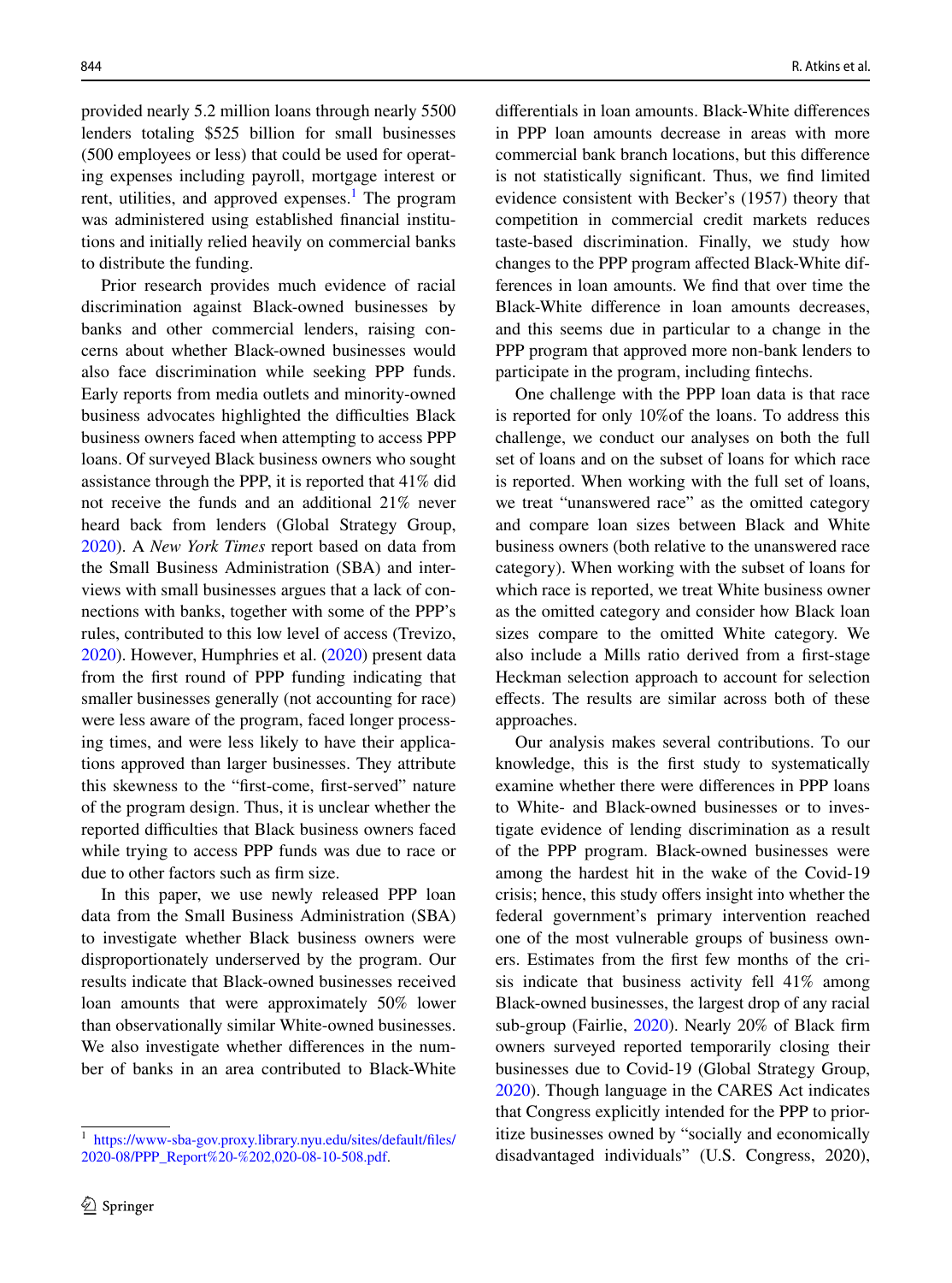provided nearly 5.2 million loans through nearly 5500 lenders totaling $525 billion for small businesses (500 employees or less) that could be used for operating expenses including payroll, mortgage interest or rent, utilities, and approved expenses.[1] The program was administered using established financial institutions and initially relied heavily on commercial banks to distribute the funding.

Prior research provides much evidence of racial discrimination against Black-owned businesses by banks and other commercial lenders, raising concerns about whether Black-owned businesses would also face discrimination while seeking PPP funds. Early reports from media outlets and minority-owned business advocates highlighted the difficulties Black business owners faced when attempting to access PPP loans. Of surveyed Black business owners who sought assistance through the PPP, it is reported that 41% did not receive the funds and an additional 21% never heard back from lenders (Global Strategy Group, 2020). A *New York Times* report based on data from the Small Business Administration (SBA) and interviews with small businesses argues that a lack of connections with banks, together with some of the PPP's rules, contributed to this low level of access (Trevizo, 2020). However, Humphries et al. (2020) present data from the first round of PPP funding indicating that smaller businesses generally (not accounting for race) were less aware of the program, faced longer processing times, and were less likely to have their applications approved than larger businesses. They attribute this skewness to the "first-come, first-served" nature of the program design. Thus, it is unclear whether the reported difficulties that Black business owners faced while trying to access PPP funds was due to race or due to other factors such as firm size.

In this paper, we use newly released PPP loan data from the Small Business Administration (SBA) to investigate whether Black business owners were disproportionately underserved by the program. Our results indicate that Black-owned businesses received loan amounts that were approximately 50% lower than observationally similar White-owned businesses. We also investigate whether differences in the number of banks in an area contributed to Black-White differentials in loan amounts. Black-White differences in PPP loan amounts decrease in areas with more commercial bank branch locations, but this difference is not statistically significant. Thus, we find limited evidence consistent with Becker's (1957) theory that competition in commercial credit markets reduces taste-based discrimination. Finally, we study how changes to the PPP program affected Black-White differences in loan amounts. We find that over time the Black-White difference in loan amounts decreases, and this seems due in particular to a change in the PPP program that approved more non-bank lenders to participate in the program, including fintechs.

One challenge with the PPP loan data is that race is reported for only 10%of the loans. To address this challenge, we conduct our analyses on both the full set of loans and on the subset of loans for which race is reported. When working with the full set of loans, we treat "unanswered race" as the omitted category and compare loan sizes between Black and White business owners (both relative to the unanswered race category). When working with the subset of loans for which race is reported, we treat White business owner as the omitted category and consider how Black loan sizes compare to the omitted White category. We also include a Mills ratio derived from a first-stage Heckman selection approach to account for selection effects. The results are similar across both of these approaches.

Our analysis makes several contributions. To our knowledge, this is the first study to systematically examine whether there were differences in PPP loans to White- and Black-owned businesses or to investigate evidence of lending discrimination as a result of the PPP program. Black-owned businesses were among the hardest hit in the wake of the Covid-19 crisis; hence, this study offers insight into whether the federal government's primary intervention reached one of the most vulnerable groups of business owners. Estimates from the first few months of the crisis indicate that business activity fell 41% among Black-owned businesses, the largest drop of any racial sub-group (Fairlie, 2020). Nearly 20% of Black firm owners surveyed reported temporarily closing their businesses due to Covid-19 (Global Strategy Group, 2020). Though language in the CARES Act indicates that Congress explicitly intended for the PPP to prioritize businesses owned by "socially and economically disadvantaged individuals" (U.S. Congress, 2020),

[1] https://www-sba-gov.proxy.library.nyu.edu/sites/default/files/2020-08/PPP_Report%20-%202,020-08-10-508.pdf.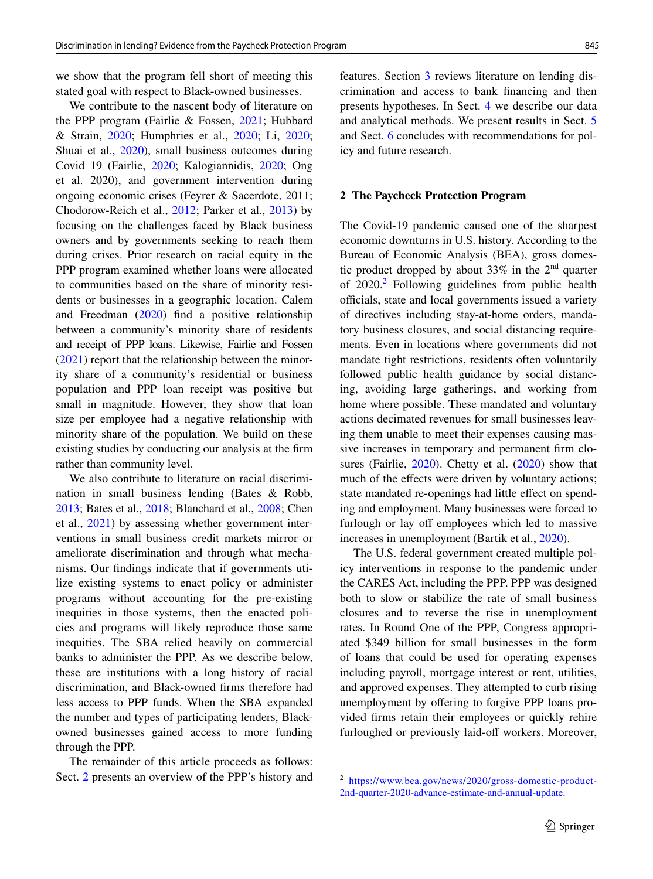we show that the program fell short of meeting this stated goal with respect to Black-owned businesses.

We contribute to the nascent body of literature on the PPP program (Fairlie & Fossen, 2021; Hubbard & Strain, 2020; Humphries et al., 2020; Li, 2020; Shuai et al., 2020), small business outcomes during Covid 19 (Fairlie, 2020; Kalogiannidis, 2020; Ong et al. 2020), and government intervention during ongoing economic crises (Feyrer & Sacerdote, 2011; Chodorow-Reich et al., 2012; Parker et al., 2013) by focusing on the challenges faced by Black business owners and by governments seeking to reach them during crises. Prior research on racial equity in the PPP program examined whether loans were allocated to communities based on the share of minority residents or businesses in a geographic location. Calem and Freedman (2020) find a positive relationship between a community's minority share of residents and receipt of PPP loans. Likewise, Fairlie and Fossen (2021) report that the relationship between the minority share of a community's residential or business population and PPP loan receipt was positive but small in magnitude. However, they show that loan size per employee had a negative relationship with minority share of the population. We build on these existing studies by conducting our analysis at the firm rather than community level.

We also contribute to literature on racial discrimination in small business lending (Bates & Robb, 2013; Bates et al., 2018; Blanchard et al., 2008; Chen et al., 2021) by assessing whether government interventions in small business credit markets mirror or ameliorate discrimination and through what mechanisms. Our findings indicate that if governments utilize existing systems to enact policy or administer programs without accounting for the pre-existing inequities in those systems, then the enacted policies and programs will likely reproduce those same inequities. The SBA relied heavily on commercial banks to administer the PPP. As we describe below, these are institutions with a long history of racial discrimination, and Black-owned firms therefore had less access to PPP funds. When the SBA expanded the number and types of participating lenders, Black-owned businesses gained access to more funding through the PPP.

The remainder of this article proceeds as follows: Sect. 2 presents an overview of the PPP's history and features. Section 3 reviews literature on lending discrimination and access to bank financing and then presents hypotheses. In Sect. 4 we describe our data and analytical methods. We present results in Sect. 5 and Sect. 6 concludes with recommendations for policy and future research.

## 2 The Paycheck Protection Program

The Covid-19 pandemic caused one of the sharpest economic downturns in U.S. history. According to the Bureau of Economic Analysis (BEA), gross domestic product dropped by about 33% in the 2nd quarter of 2020.[2] Following guidelines from public health officials, state and local governments issued a variety of directives including stay-at-home orders, mandatory business closures, and social distancing requirements. Even in locations where governments did not mandate tight restrictions, residents often voluntarily followed public health guidance by social distancing, avoiding large gatherings, and working from home where possible. These mandated and voluntary actions decimated revenues for small businesses leaving them unable to meet their expenses causing massive increases in temporary and permanent firm closures (Fairlie, 2020). Chetty et al. (2020) show that much of the effects were driven by voluntary actions; state mandated re-openings had little effect on spending and employment. Many businesses were forced to furlough or lay off employees which led to massive increases in unemployment (Bartik et al., 2020).

The U.S. federal government created multiple policy interventions in response to the pandemic under the CARES Act, including the PPP. PPP was designed both to slow or stabilize the rate of small business closures and to reverse the rise in unemployment rates. In Round One of the PPP, Congress appropriated \$349 billion for small businesses in the form of loans that could be used for operating expenses including payroll, mortgage interest or rent, utilities, and approved expenses. They attempted to curb rising unemployment by offering to forgive PPP loans provided firms retain their employees or quickly rehire furloughed or previously laid-off workers. Moreover,

[2] https://www.bea.gov/news/2020/gross-domestic-product-2nd-quarter-2020-advance-estimate-and-annual-update.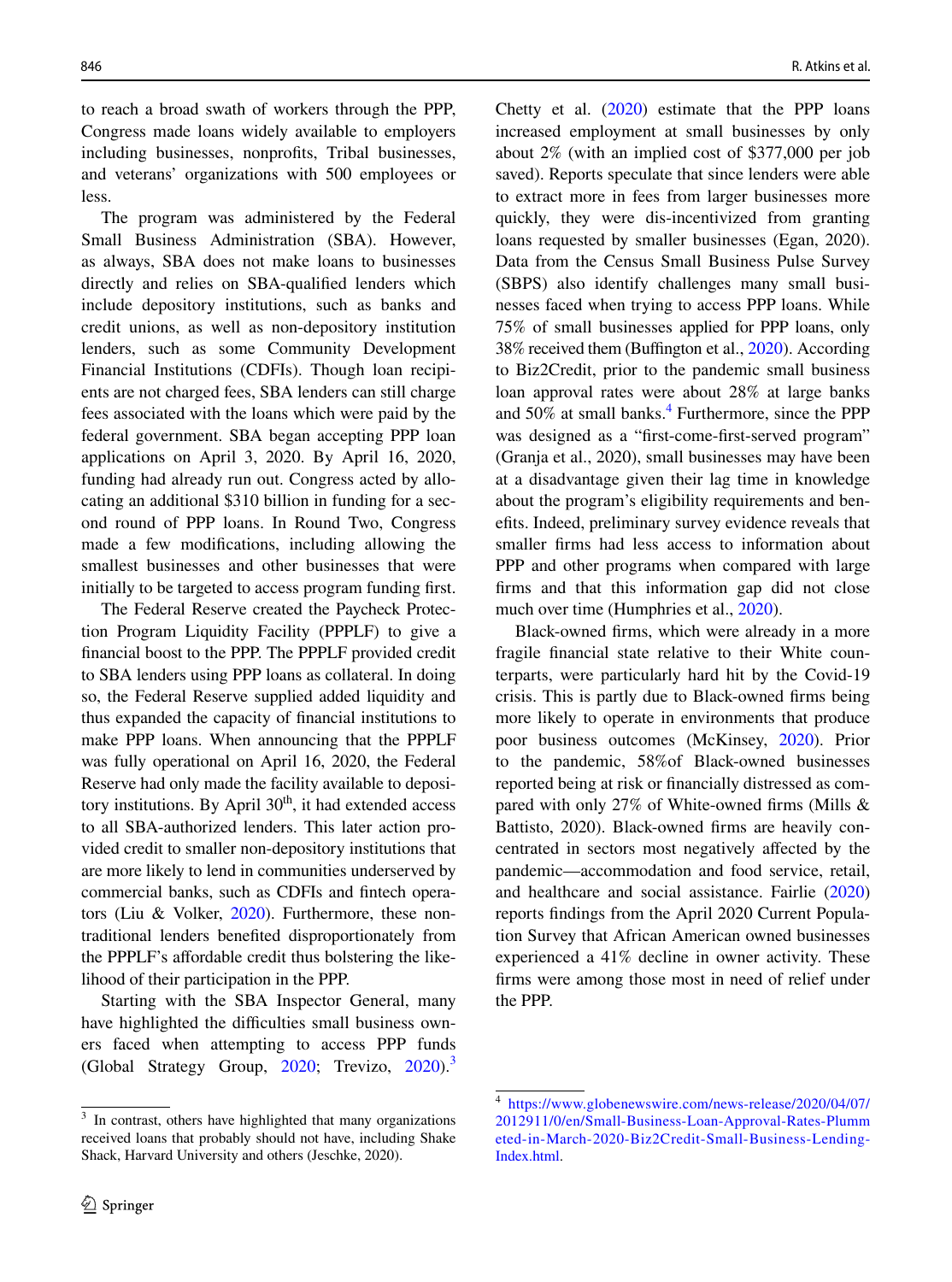to reach a broad swath of workers through the PPP, Congress made loans widely available to employers including businesses, nonprofits, Tribal businesses, and veterans' organizations with 500 employees or less.

The program was administered by the Federal Small Business Administration (SBA). However, as always, SBA does not make loans to businesses directly and relies on SBA-qualified lenders which include depository institutions, such as banks and credit unions, as well as non-depository institution lenders, such as some Community Development Financial Institutions (CDFIs). Though loan recipients are not charged fees, SBA lenders can still charge fees associated with the loans which were paid by the federal government. SBA began accepting PPP loan applications on April 3, 2020. By April 16, 2020, funding had already run out. Congress acted by allocating an additional \$310 billion in funding for a second round of PPP loans. In Round Two, Congress made a few modifications, including allowing the smallest businesses and other businesses that were initially to be targeted to access program funding first.

The Federal Reserve created the Paycheck Protection Program Liquidity Facility (PPPLF) to give a financial boost to the PPP. The PPPLF provided credit to SBA lenders using PPP loans as collateral. In doing so, the Federal Reserve supplied added liquidity and thus expanded the capacity of financial institutions to make PPP loans. When announcing that the PPPLF was fully operational on April 16, 2020, the Federal Reserve had only made the facility available to depository institutions. By April 30th, it had extended access to all SBA-authorized lenders. This later action provided credit to smaller non-depository institutions that are more likely to lend in communities underserved by commercial banks, such as CDFIs and fintech operators (Liu & Volker, 2020). Furthermore, these non-traditional lenders benefited disproportionately from the PPPLF's affordable credit thus bolstering the likelihood of their participation in the PPP.

Starting with the SBA Inspector General, many have highlighted the difficulties small business owners faced when attempting to access PPP funds (Global Strategy Group, 2020; Trevizo, 2020).[3] Chetty et al. (2020) estimate that the PPP loans increased employment at small businesses by only about 2% (with an implied cost of \$377,000 per job saved). Reports speculate that since lenders were able to extract more in fees from larger businesses more quickly, they were dis-incentivized from granting loans requested by smaller businesses (Egan, 2020). Data from the Census Small Business Pulse Survey (SBPS) also identify challenges many small businesses faced when trying to access PPP loans. While 75% of small businesses applied for PPP loans, only 38% received them (Buffington et al., 2020). According to Biz2Credit, prior to the pandemic small business loan approval rates were about 28% at large banks and 50% at small banks.[4] Furthermore, since the PPP was designed as a "first-come-first-served program" (Granja et al., 2020), small businesses may have been at a disadvantage given their lag time in knowledge about the program's eligibility requirements and benefits. Indeed, preliminary survey evidence reveals that smaller firms had less access to information about PPP and other programs when compared with large firms and that this information gap did not close much over time (Humphries et al., 2020).

Black-owned firms, which were already in a more fragile financial state relative to their White counterparts, were particularly hard hit by the Covid-19 crisis. This is partly due to Black-owned firms being more likely to operate in environments that produce poor business outcomes (McKinsey, 2020). Prior to the pandemic, 58%of Black-owned businesses reported being at risk or financially distressed as compared with only 27% of White-owned firms (Mills & Battisto, 2020). Black-owned firms are heavily concentrated in sectors most negatively affected by the pandemic—accommodation and food service, retail, and healthcare and social assistance. Fairlie (2020) reports findings from the April 2020 Current Population Survey that African American owned businesses experienced a 41% decline in owner activity. These firms were among those most in need of relief under the PPP.

[3] In contrast, others have highlighted that many organizations received loans that probably should not have, including Shake Shack, Harvard University and others (Jeschke, 2020).

[4] https://www.globenewswire.com/news-release/2020/04/07/2012911/0/en/Small-Business-Loan-Approval-Rates-Plummeted-in-March-2020-Biz2Credit-Small-Business-Lending-Index.html.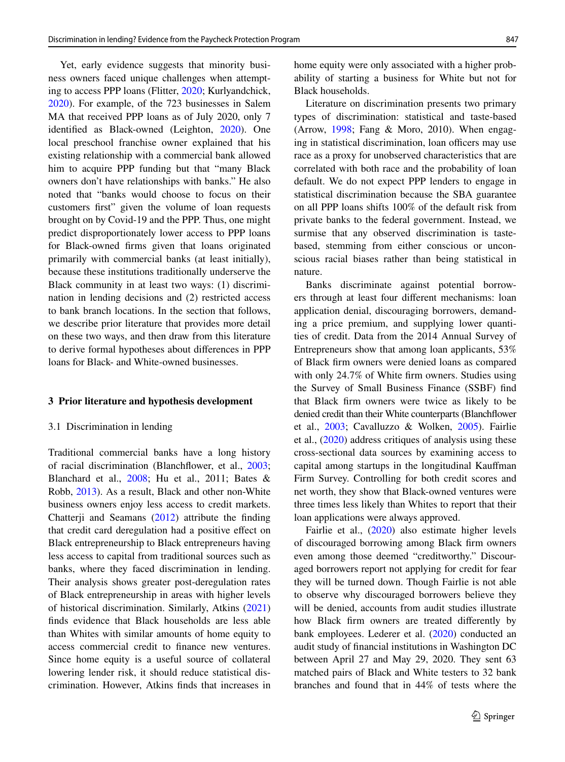Yet, early evidence suggests that minority business owners faced unique challenges when attempting to access PPP loans (Flitter, 2020; Kurlyandchick, 2020). For example, of the 723 businesses in Salem MA that received PPP loans as of July 2020, only 7 identified as Black-owned (Leighton, 2020). One local preschool franchise owner explained that his existing relationship with a commercial bank allowed him to acquire PPP funding but that "many Black owners don't have relationships with banks." He also noted that "banks would choose to focus on their customers first" given the volume of loan requests brought on by Covid-19 and the PPP. Thus, one might predict disproportionately lower access to PPP loans for Black-owned firms given that loans originated primarily with commercial banks (at least initially), because these institutions traditionally underserve the Black community in at least two ways: (1) discrimination in lending decisions and (2) restricted access to bank branch locations. In the section that follows, we describe prior literature that provides more detail on these two ways, and then draw from this literature to derive formal hypotheses about differences in PPP loans for Black- and White-owned businesses.

## 3 Prior literature and hypothesis development

### 3.1 Discrimination in lending

Traditional commercial banks have a long history of racial discrimination (Blanchflower, et al., 2003; Blanchard et al., 2008; Hu et al., 2011; Bates & Robb, 2013). As a result, Black and other non-White business owners enjoy less access to credit markets. Chatterji and Seamans (2012) attribute the finding that credit card deregulation had a positive effect on Black entrepreneurship to Black entrepreneurs having less access to capital from traditional sources such as banks, where they faced discrimination in lending. Their analysis shows greater post-deregulation rates of Black entrepreneurship in areas with higher levels of historical discrimination. Similarly, Atkins (2021) finds evidence that Black households are less able than Whites with similar amounts of home equity to access commercial credit to finance new ventures. Since home equity is a useful source of collateral lowering lender risk, it should reduce statistical discrimination. However, Atkins finds that increases in home equity were only associated with a higher probability of starting a business for White but not for Black households.

Literature on discrimination presents two primary types of discrimination: statistical and taste-based (Arrow, 1998; Fang & Moro, 2010). When engaging in statistical discrimination, loan officers may use race as a proxy for unobserved characteristics that are correlated with both race and the probability of loan default. We do not expect PPP lenders to engage in statistical discrimination because the SBA guarantee on all PPP loans shifts 100% of the default risk from private banks to the federal government. Instead, we surmise that any observed discrimination is taste-based, stemming from either conscious or unconscious racial biases rather than being statistical in nature.

Banks discriminate against potential borrowers through at least four different mechanisms: loan application denial, discouraging borrowers, demanding a price premium, and supplying lower quantities of credit. Data from the 2014 Annual Survey of Entrepreneurs show that among loan applicants, 53% of Black firm owners were denied loans as compared with only 24.7% of White firm owners. Studies using the Survey of Small Business Finance (SSBF) find that Black firm owners were twice as likely to be denied credit than their White counterparts (Blanchflower et al., 2003; Cavalluzzo & Wolken, 2005). Fairlie et al., (2020) address critiques of analysis using these cross-sectional data sources by examining access to capital among startups in the longitudinal Kauffman Firm Survey. Controlling for both credit scores and net worth, they show that Black-owned ventures were three times less likely than Whites to report that their loan applications were always approved.

Fairlie et al., (2020) also estimate higher levels of discouraged borrowing among Black firm owners even among those deemed "creditworthy." Discouraged borrowers report not applying for credit for fear they will be turned down. Though Fairlie is not able to observe why discouraged borrowers believe they will be denied, accounts from audit studies illustrate how Black firm owners are treated differently by bank employees. Lederer et al. (2020) conducted an audit study of financial institutions in Washington DC between April 27 and May 29, 2020. They sent 63 matched pairs of Black and White testers to 32 bank branches and found that in 44% of tests where the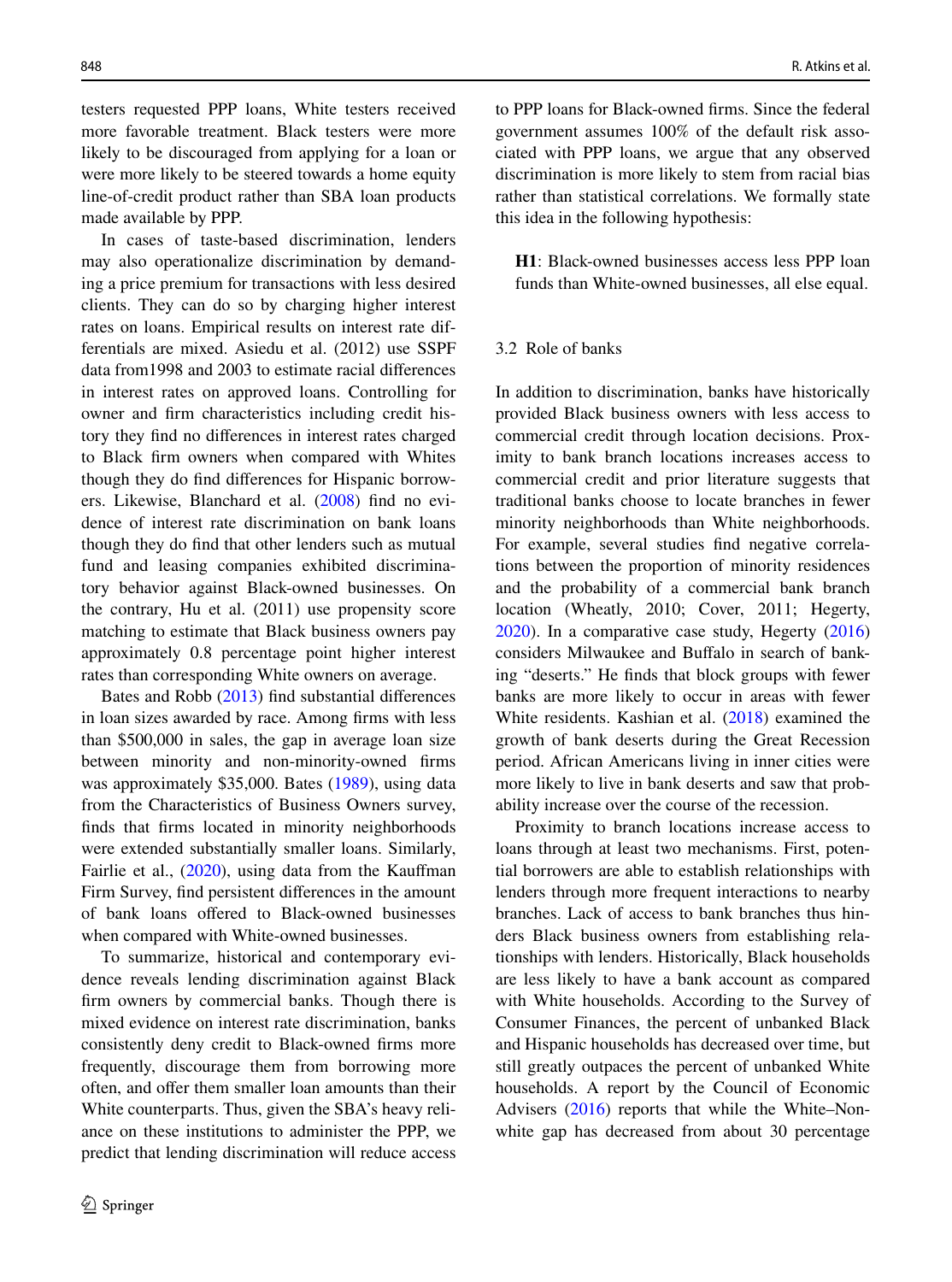testers requested PPP loans, White testers received more favorable treatment. Black testers were more likely to be discouraged from applying for a loan or were more likely to be steered towards a home equity line-of-credit product rather than SBA loan products made available by PPP.

In cases of taste-based discrimination, lenders may also operationalize discrimination by demanding a price premium for transactions with less desired clients. They can do so by charging higher interest rates on loans. Empirical results on interest rate differentials are mixed. Asiedu et al. (2012) use SSPF data from1998 and 2003 to estimate racial differences in interest rates on approved loans. Controlling for owner and firm characteristics including credit history they find no differences in interest rates charged to Black firm owners when compared with Whites though they do find differences for Hispanic borrowers. Likewise, Blanchard et al. (2008) find no evidence of interest rate discrimination on bank loans though they do find that other lenders such as mutual fund and leasing companies exhibited discriminatory behavior against Black-owned businesses. On the contrary, Hu et al. (2011) use propensity score matching to estimate that Black business owners pay approximately 0.8 percentage point higher interest rates than corresponding White owners on average.

Bates and Robb (2013) find substantial differences in loan sizes awarded by race. Among firms with less than $500,000 in sales, the gap in average loan size between minority and non-minority-owned firms was approximately $35,000. Bates (1989), using data from the Characteristics of Business Owners survey, finds that firms located in minority neighborhoods were extended substantially smaller loans. Similarly, Fairlie et al., (2020), using data from the Kauffman Firm Survey, find persistent differences in the amount of bank loans offered to Black-owned businesses when compared with White-owned businesses.

To summarize, historical and contemporary evidence reveals lending discrimination against Black firm owners by commercial banks. Though there is mixed evidence on interest rate discrimination, banks consistently deny credit to Black-owned firms more frequently, discourage them from borrowing more often, and offer them smaller loan amounts than their White counterparts. Thus, given the SBA's heavy reliance on these institutions to administer the PPP, we predict that lending discrimination will reduce access to PPP loans for Black-owned firms. Since the federal government assumes 100% of the default risk associated with PPP loans, we argue that any observed discrimination is more likely to stem from racial bias rather than statistical correlations. We formally state this idea in the following hypothesis:

> **H1**: Black-owned businesses access less PPP loan funds than White-owned businesses, all else equal.

### 3.2 Role of banks

In addition to discrimination, banks have historically provided Black business owners with less access to commercial credit through location decisions. Proximity to bank branch locations increases access to commercial credit and prior literature suggests that traditional banks choose to locate branches in fewer minority neighborhoods than White neighborhoods. For example, several studies find negative correlations between the proportion of minority residences and the probability of a commercial bank branch location (Wheatly, 2010; Cover, 2011; Hegerty, 2020). In a comparative case study, Hegerty (2016) considers Milwaukee and Buffalo in search of banking "deserts." He finds that block groups with fewer banks are more likely to occur in areas with fewer White residents. Kashian et al. (2018) examined the growth of bank deserts during the Great Recession period. African Americans living in inner cities were more likely to live in bank deserts and saw that probability increase over the course of the recession.

Proximity to branch locations increase access to loans through at least two mechanisms. First, potential borrowers are able to establish relationships with lenders through more frequent interactions to nearby branches. Lack of access to bank branches thus hinders Black business owners from establishing relationships with lenders. Historically, Black households are less likely to have a bank account as compared with White households. According to the Survey of Consumer Finances, the percent of unbanked Black and Hispanic households has decreased over time, but still greatly outpaces the percent of unbanked White households. A report by the Council of Economic Advisers (2016) reports that while the White–Non-white gap has decreased from about 30 percentage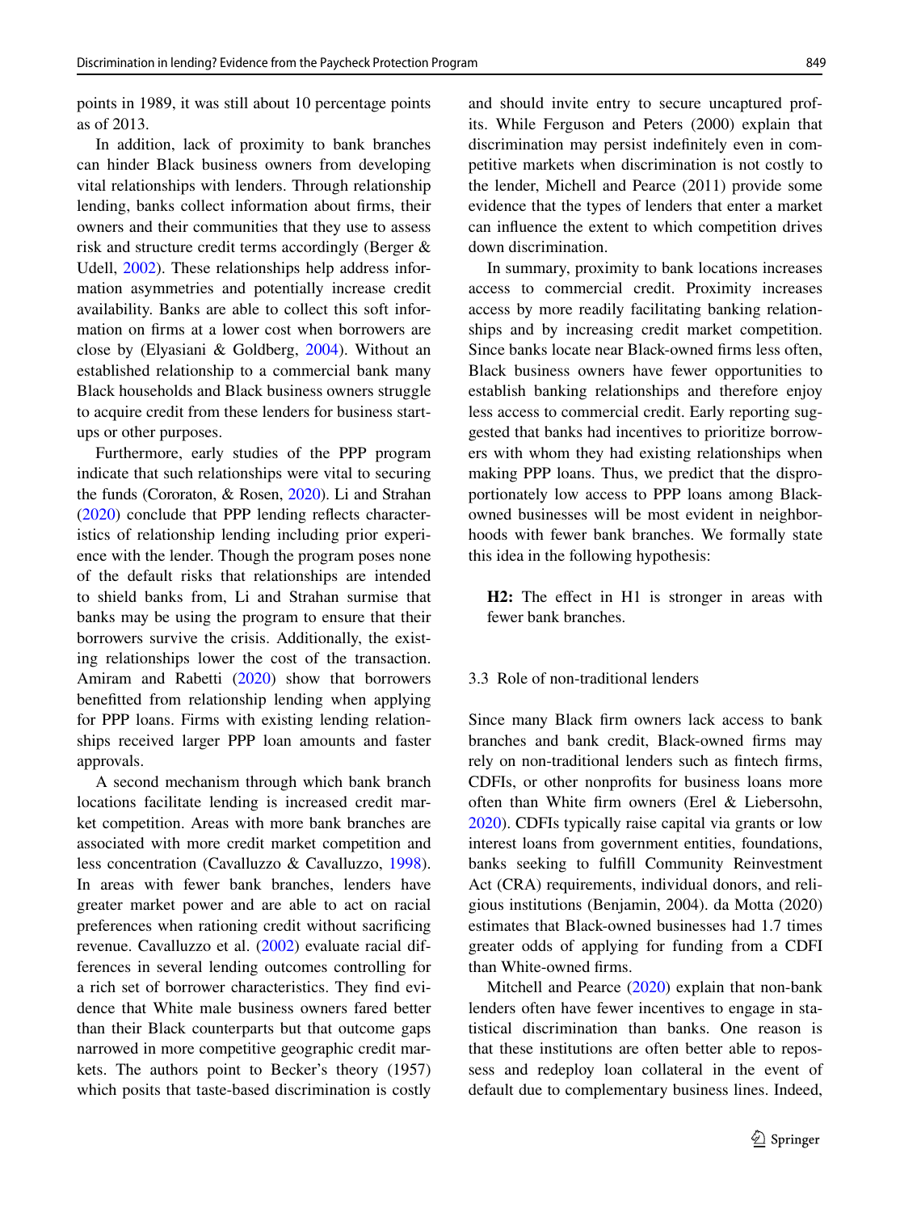points in 1989, it was still about 10 percentage points as of 2013.

In addition, lack of proximity to bank branches can hinder Black business owners from developing vital relationships with lenders. Through relationship lending, banks collect information about firms, their owners and their communities that they use to assess risk and structure credit terms accordingly (Berger & Udell, 2002). These relationships help address information asymmetries and potentially increase credit availability. Banks are able to collect this soft information on firms at a lower cost when borrowers are close by (Elyasiani & Goldberg, 2004). Without an established relationship to a commercial bank many Black households and Black business owners struggle to acquire credit from these lenders for business start-ups or other purposes.

Furthermore, early studies of the PPP program indicate that such relationships were vital to securing the funds (Cororaton, & Rosen, 2020). Li and Strahan (2020) conclude that PPP lending reflects characteristics of relationship lending including prior experience with the lender. Though the program poses none of the default risks that relationships are intended to shield banks from, Li and Strahan surmise that banks may be using the program to ensure that their borrowers survive the crisis. Additionally, the existing relationships lower the cost of the transaction. Amiram and Rabetti (2020) show that borrowers benefitted from relationship lending when applying for PPP loans. Firms with existing lending relationships received larger PPP loan amounts and faster approvals.

A second mechanism through which bank branch locations facilitate lending is increased credit market competition. Areas with more bank branches are associated with more credit market competition and less concentration (Cavalluzzo & Cavalluzzo, 1998). In areas with fewer bank branches, lenders have greater market power and are able to act on racial preferences when rationing credit without sacrificing revenue. Cavalluzzo et al. (2002) evaluate racial differences in several lending outcomes controlling for a rich set of borrower characteristics. They find evidence that White male business owners fared better than their Black counterparts but that outcome gaps narrowed in more competitive geographic credit markets. The authors point to Becker's theory (1957) which posits that taste-based discrimination is costly and should invite entry to secure uncaptured profits. While Ferguson and Peters (2000) explain that discrimination may persist indefinitely even in competitive markets when discrimination is not costly to the lender, Michell and Pearce (2011) provide some evidence that the types of lenders that enter a market can influence the extent to which competition drives down discrimination.

In summary, proximity to bank locations increases access to commercial credit. Proximity increases access by more readily facilitating banking relationships and by increasing credit market competition. Since banks locate near Black-owned firms less often, Black business owners have fewer opportunities to establish banking relationships and therefore enjoy less access to commercial credit. Early reporting suggested that banks had incentives to prioritize borrowers with whom they had existing relationships when making PPP loans. Thus, we predict that the disproportionately low access to PPP loans among Black-owned businesses will be most evident in neighborhoods with fewer bank branches. We formally state this idea in the following hypothesis:

> **H2:** The effect in H1 is stronger in areas with fewer bank branches.

### 3.3 Role of non-traditional lenders

Since many Black firm owners lack access to bank branches and bank credit, Black-owned firms may rely on non-traditional lenders such as fintech firms, CDFIs, or other nonprofits for business loans more often than White firm owners (Erel & Liebersohn, 2020). CDFIs typically raise capital via grants or low interest loans from government entities, foundations, banks seeking to fulfill Community Reinvestment Act (CRA) requirements, individual donors, and religious institutions (Benjamin, 2004). da Motta (2020) estimates that Black-owned businesses had 1.7 times greater odds of applying for funding from a CDFI than White-owned firms.

Mitchell and Pearce (2020) explain that non-bank lenders often have fewer incentives to engage in statistical discrimination than banks. One reason is that these institutions are often better able to repossess and redeploy loan collateral in the event of default due to complementary business lines. Indeed,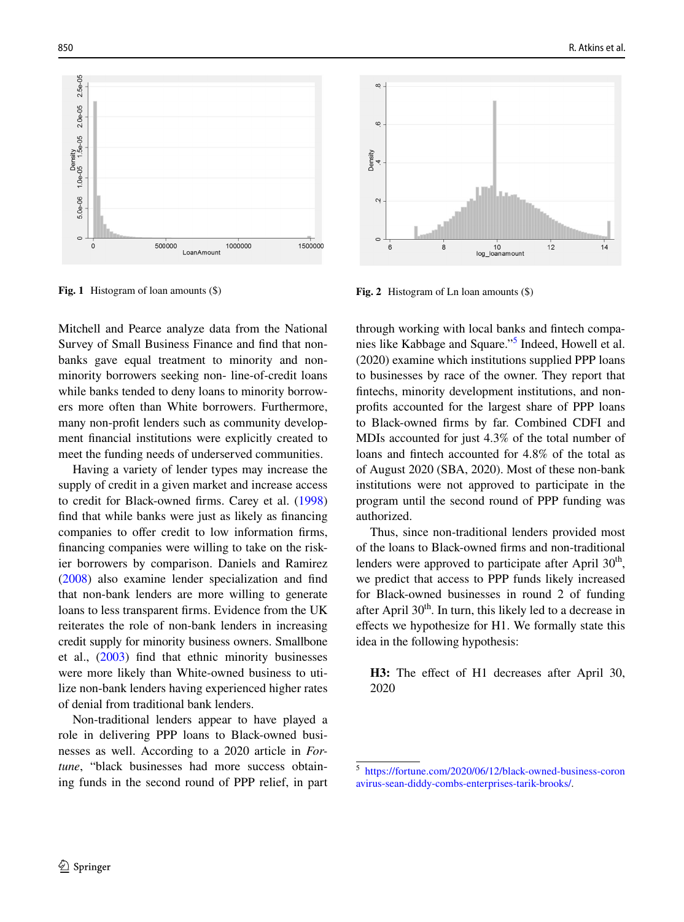Fig. 1 Histogram of loan amounts ($)

Fig. 2 Histogram of Ln loan amounts ($)

Mitchell and Pearce analyze data from the National Survey of Small Business Finance and find that non-banks gave equal treatment to minority and non-minority borrowers seeking non- line-of-credit loans while banks tended to deny loans to minority borrowers more often than White borrowers. Furthermore, many non-profit lenders such as community development financial institutions were explicitly created to meet the funding needs of underserved communities.

Having a variety of lender types may increase the supply of credit in a given market and increase access to credit for Black-owned firms. Carey et al. (1998) find that while banks were just as likely as financing companies to offer credit to low information firms, financing companies were willing to take on the riskier borrowers by comparison. Daniels and Ramirez (2008) also examine lender specialization and find that non-bank lenders are more willing to generate loans to less transparent firms. Evidence from the UK reiterates the role of non-bank lenders in increasing credit supply for minority business owners. Smallbone et al., (2003) find that ethnic minority businesses were more likely than White-owned business to utilize non-bank lenders having experienced higher rates of denial from traditional bank lenders.

Non-traditional lenders appear to have played a role in delivering PPP loans to Black-owned businesses as well. According to a 2020 article in *Fortune*, "black businesses had more success obtaining funds in the second round of PPP relief, in part through working with local banks and fintech companies like Kabbage and Square."[5] Indeed, Howell et al. (2020) examine which institutions supplied PPP loans to businesses by race of the owner. They report that fintechs, minority development institutions, and non-profits accounted for the largest share of PPP loans to Black-owned firms by far. Combined CDFI and MDIs accounted for just 4.3% of the total number of loans and fintech accounted for 4.8% of the total as of August 2020 (SBA, 2020). Most of these non-bank institutions were not approved to participate in the program until the second round of PPP funding was authorized.

Thus, since non-traditional lenders provided most of the loans to Black-owned firms and non-traditional lenders were approved to participate after April 30th, we predict that access to PPP funds likely increased for Black-owned businesses in round 2 of funding after April 30th. In turn, this likely led to a decrease in effects we hypothesize for H1. We formally state this idea in the following hypothesis:

**H3:** The effect of H1 decreases after April 30, 2020

[5] https://fortune.com/2020/06/12/black-owned-business-coronavirus-sean-diddy-combs-enterprises-tarik-brooks/.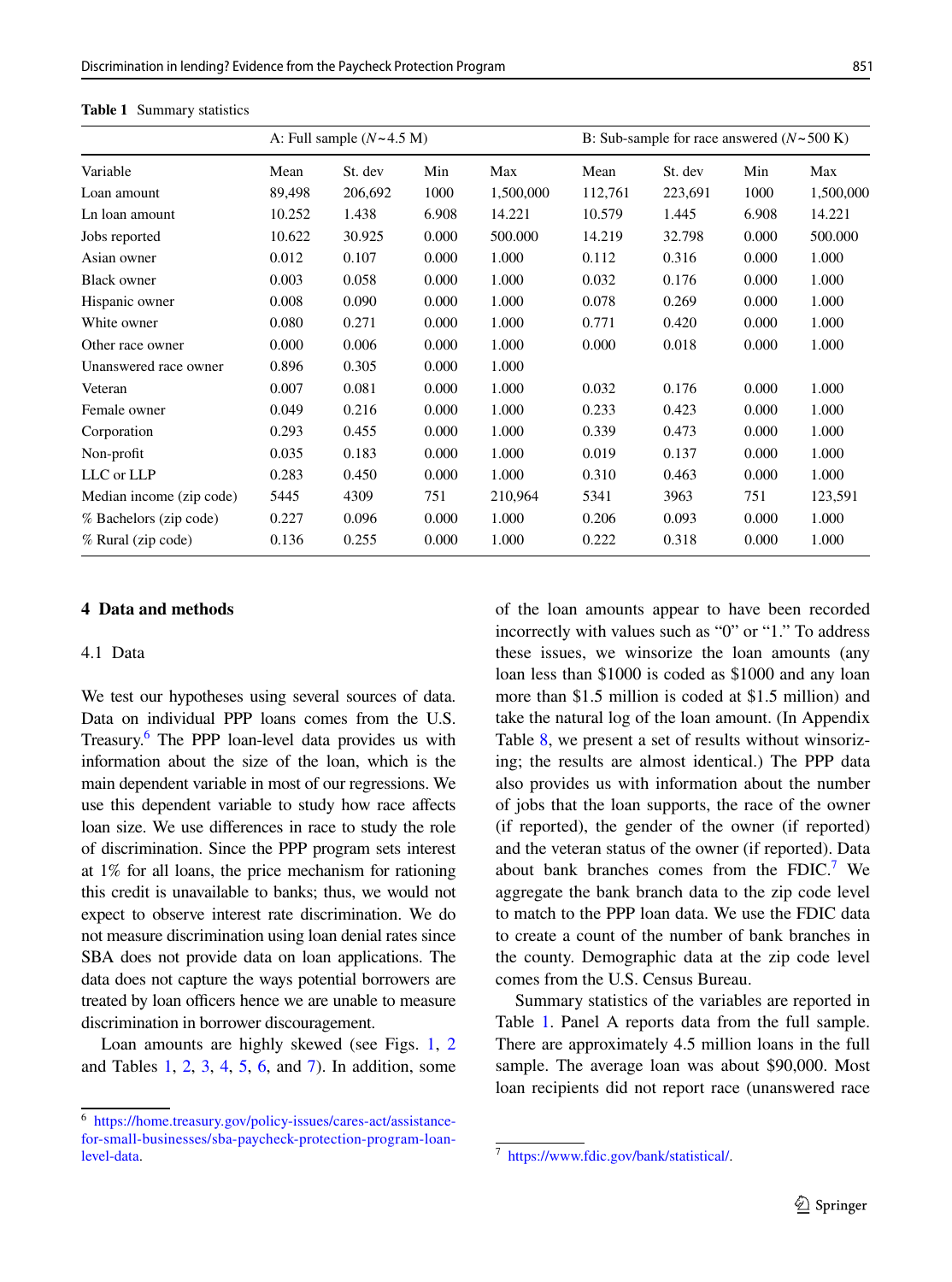**Table 1** Summary statistics

| | A: Full sample (N ~ 4.5 M) | | | | B: Sub-sample for race answered (N ~ 500 K) | | | |
|---|---|---|---|---|---|---|---|---|
| Variable | Mean | St. dev | Min | Max | Mean | St. dev | Min | Max |
| Loan amount | 89,498 | 206,692 | 1000 | 1,500,000 | 112,761 | 223,691 | 1000 | 1,500,000 |
| Ln loan amount | 10.252 | 1.438 | 6.908 | 14.221 | 10.579 | 1.445 | 6.908 | 14.221 |
| Jobs reported | 10.622 | 30.925 | 0.000 | 500.000 | 14.219 | 32.798 | 0.000 | 500.000 |
| Asian owner | 0.012 | 0.107 | 0.000 | 1.000 | 0.112 | 0.316 | 0.000 | 1.000 |
| Black owner | 0.003 | 0.058 | 0.000 | 1.000 | 0.032 | 0.176 | 0.000 | 1.000 |
| Hispanic owner | 0.008 | 0.090 | 0.000 | 1.000 | 0.078 | 0.269 | 0.000 | 1.000 |
| White owner | 0.080 | 0.271 | 0.000 | 1.000 | 0.771 | 0.420 | 0.000 | 1.000 |
| Other race owner | 0.000 | 0.006 | 0.000 | 1.000 | 0.000 | 0.018 | 0.000 | 1.000 |
| Unanswered race owner | 0.896 | 0.305 | 0.000 | 1.000 | | | | |
| Veteran | 0.007 | 0.081 | 0.000 | 1.000 | 0.032 | 0.176 | 0.000 | 1.000 |
| Female owner | 0.049 | 0.216 | 0.000 | 1.000 | 0.233 | 0.423 | 0.000 | 1.000 |
| Corporation | 0.293 | 0.455 | 0.000 | 1.000 | 0.339 | 0.473 | 0.000 | 1.000 |
| Non-profit | 0.035 | 0.183 | 0.000 | 1.000 | 0.019 | 0.137 | 0.000 | 1.000 |
| LLC or LLP | 0.283 | 0.450 | 0.000 | 1.000 | 0.310 | 0.463 | 0.000 | 1.000 |
| Median income (zip code) | 5445 | 4309 | 751 | 210,964 | 5341 | 3963 | 751 | 123,591 |
| % Bachelors (zip code) | 0.227 | 0.096 | 0.000 | 1.000 | 0.206 | 0.093 | 0.000 | 1.000 |
| % Rural (zip code) | 0.136 | 0.255 | 0.000 | 1.000 | 0.222 | 0.318 | 0.000 | 1.000 |

## 4 Data and methods

### 4.1 Data

We test our hypotheses using several sources of data. Data on individual PPP loans comes from the U.S. Treasury.[6] The PPP loan-level data provides us with information about the size of the loan, which is the main dependent variable in most of our regressions. We use this dependent variable to study how race affects loan size. We use differences in race to study the role of discrimination. Since the PPP program sets interest at 1% for all loans, the price mechanism for rationing this credit is unavailable to banks; thus, we would not expect to observe interest rate discrimination. We do not measure discrimination using loan denial rates since SBA does not provide data on loan applications. The data does not capture the ways potential borrowers are treated by loan officers hence we are unable to measure discrimination in borrower discouragement.

Loan amounts are highly skewed (see Figs. 1, 2 and Tables 1, 2, 3, 4, 5, 6, and 7). In addition, some of the loan amounts appear to have been recorded incorrectly with values such as "0" or "1." To address these issues, we winsorize the loan amounts (any loan less than $1000 is coded as $1000 and any loan more than $1.5 million is coded at $1.5 million) and take the natural log of the loan amount. (In Appendix Table 8, we present a set of results without winsorizing; the results are almost identical.) The PPP data also provides us with information about the number of jobs that the loan supports, the race of the owner (if reported), the gender of the owner (if reported) and the veteran status of the owner (if reported). Data about bank branches comes from the FDIC.[7] We aggregate the bank branch data to the zip code level to match to the PPP loan data. We use the FDIC data to create a count of the number of bank branches in the county. Demographic data at the zip code level comes from the U.S. Census Bureau.

Summary statistics of the variables are reported in Table 1. Panel A reports data from the full sample. There are approximately 4.5 million loans in the full sample. The average loan was about $90,000. Most loan recipients did not report race (unanswered race

[6] https://home.treasury.gov/policy-issues/cares-act/assistance-for-small-businesses/sba-paycheck-protection-program-loan-level-data.

[7] https://www.fdic.gov/bank/statistical/.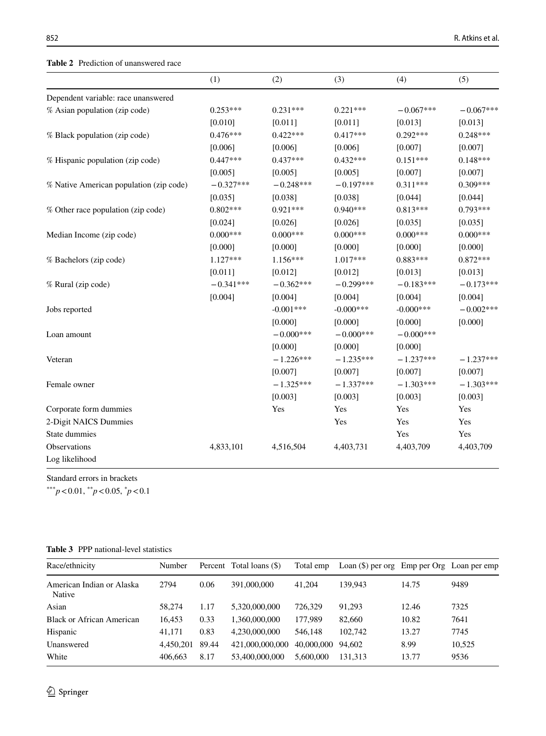**Table 2** Prediction of unanswered race

| | (1) | (2) | (3) | (4) | (5) |
|---|---|---|---|---|---|
| Dependent variable: race unanswered | | | | | |
| % Asian population (zip code) | 0.253*** | 0.231*** | 0.221*** | −0.067*** | −0.067*** |
| | [0.010] | [0.011] | [0.011] | [0.013] | [0.013] |
| % Black population (zip code) | 0.476*** | 0.422*** | 0.417*** | 0.292*** | 0.248*** |
| | [0.006] | [0.006] | [0.006] | [0.007] | [0.007] |
| % Hispanic population (zip code) | 0.447*** | 0.437*** | 0.432*** | 0.151*** | 0.148*** |
| | [0.005] | [0.005] | [0.005] | [0.007] | [0.007] |
| % Native American population (zip code) | −0.327*** | −0.248*** | −0.197*** | 0.311*** | 0.309*** |
| | [0.035] | [0.038] | [0.038] | [0.044] | [0.044] |
| % Other race population (zip code) | 0.802*** | 0.921*** | 0.940*** | 0.813*** | 0.793*** |
| | [0.024] | [0.026] | [0.026] | [0.035] | [0.035] |
| Median Income (zip code) | 0.000*** | 0.000*** | 0.000*** | 0.000*** | 0.000*** |
| | [0.000] | [0.000] | [0.000] | [0.000] | [0.000] |
| % Bachelors (zip code) | 1.127*** | 1.156*** | 1.017*** | 0.883*** | 0.872*** |
| | [0.011] | [0.012] | [0.012] | [0.013] | [0.013] |
| % Rural (zip code) | −0.341*** | −0.362*** | −0.299*** | −0.183*** | −0.173*** |
| | [0.004] | [0.004] | [0.004] | [0.004] | [0.004] |
| Jobs reported | | -0.001*** | -0.000*** | -0.000*** | −0.002*** |
| | | [0.000] | [0.000] | [0.000] | [0.000] |
| Loan amount | | −0.000*** | −0.000*** | −0.000*** | |
| | | [0.000] | [0.000] | [0.000] | |
| Veteran | | −1.226*** | −1.235*** | −1.237*** | −1.237*** |
| | | [0.007] | [0.007] | [0.007] | [0.007] |
| Female owner | | −1.325*** | −1.337*** | −1.303*** | −1.303*** |
| | | [0.003] | [0.003] | [0.003] | [0.003] |
| Corporate form dummies | | Yes | Yes | Yes | Yes |
| 2-Digit NAICS Dummies | | | Yes | Yes | Yes |
| State dummies | | | | Yes | Yes |
| Observations | 4,833,101 | 4,516,504 | 4,403,731 | 4,403,709 | 4,403,709 |
| Log likelihood | | | | | |

Standard errors in brackets

*** $p < 0.01$, ** $p < 0.05$, * $p < 0.1$

**Table 3** PPP national-level statistics

| Race/ethnicity | Number | Percent | Total loans ($) | Total emp | Loan ($) per org | Emp per Org | Loan per emp |
|---|---|---|---|---|---|---|---|
| American Indian or Alaska Native | 2794 | 0.06 | 391,000,000 | 41,204 | 139,943 | 14.75 | 9489 |
| Asian | 58,274 | 1.17 | 5,320,000,000 | 726,329 | 91,293 | 12.46 | 7325 |
| Black or African American | 16,453 | 0.33 | 1,360,000,000 | 177,989 | 82,660 | 10.82 | 7641 |
| Hispanic | 41,171 | 0.83 | 4,230,000,000 | 546,148 | 102,742 | 13.27 | 7745 |
| Unanswered | 4,450,201 | 89.44 | 421,000,000,000 | 40,000,000 | 94,602 | 8.99 | 10,525 |
| White | 406,663 | 8.17 | 53,400,000,000 | 5,600,000 | 131,313 | 13.77 | 9536 |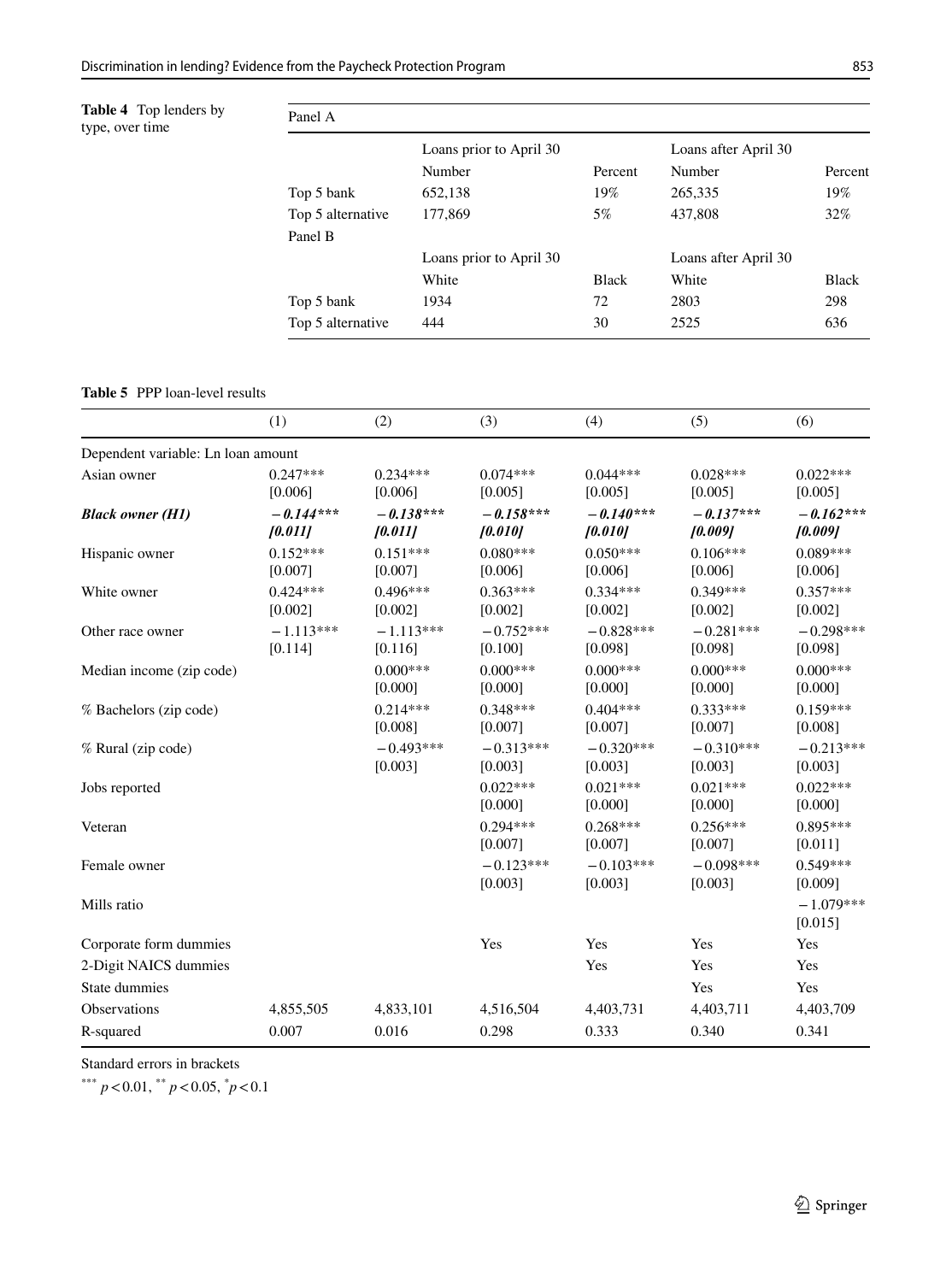**Table 4** Top lenders by type, over time

| Panel A | | | | |
|---|---|---|---|---|
| | Loans prior to April 30 | | Loans after April 30 | |
| | Number | Percent | Number | Percent |
| Top 5 bank | 652,138 | 19% | 265,335 | 19% |
| Top 5 alternative | 177,869 | 5% | 437,808 | 32% |
| **Panel B** | | | | |
| | Loans prior to April 30 | | Loans after April 30 | |
| | White | Black | White | Black |
| Top 5 bank | 1934 | 72 | 2803 | 298 |
| Top 5 alternative | 444 | 30 | 2525 | 636 |

**Table 5** PPP loan-level results

| | (1) | (2) | (3) | (4) | (5) | (6) |
|---|---|---|---|---|---|---|
| Dependent variable: Ln loan amount | | | | | | |
| Asian owner | 0.247*** [0.006] | 0.234*** [0.006] | 0.074*** [0.005] | 0.044*** [0.005] | 0.028*** [0.005] | 0.022*** [0.005] |
| ***Black owner (H1)*** | ***−0.144*** [0.011]*** | ***−0.138*** [0.011]*** | ***−0.158*** [0.010]*** | ***−0.140*** [0.010]*** | ***−0.137*** [0.009]*** | ***−0.162*** [0.009]*** |
| Hispanic owner | 0.152*** [0.007] | 0.151*** [0.007] | 0.080*** [0.006] | 0.050*** [0.006] | 0.106*** [0.006] | 0.089*** [0.006] |
| White owner | 0.424*** [0.002] | 0.496*** [0.002] | 0.363*** [0.002] | 0.334*** [0.002] | 0.349*** [0.002] | 0.357*** [0.002] |
| Other race owner | −1.113*** [0.114] | −1.113*** [0.116] | −0.752*** [0.100] | −0.828*** [0.098] | −0.281*** [0.098] | −0.298*** [0.098] |
| Median income (zip code) | | 0.000*** [0.000] | 0.000*** [0.000] | 0.000*** [0.000] | 0.000*** [0.000] | 0.000*** [0.000] |
| % Bachelors (zip code) | | 0.214*** [0.008] | 0.348*** [0.007] | 0.404*** [0.007] | 0.333*** [0.007] | 0.159*** [0.008] |
| % Rural (zip code) | | −0.493*** [0.003] | −0.313*** [0.003] | −0.320*** [0.003] | −0.310*** [0.003] | −0.213*** [0.003] |
| Jobs reported | | | 0.022*** [0.000] | 0.021*** [0.000] | 0.021*** [0.000] | 0.022*** [0.000] |
| Veteran | | | 0.294*** [0.007] | 0.268*** [0.007] | 0.256*** [0.007] | 0.895*** [0.011] |
| Female owner | | | −0.123*** [0.003] | −0.103*** [0.003] | −0.098*** [0.003] | 0.549*** [0.009] |
| Mills ratio | | | | | | −1.079*** [0.015] |
| Corporate form dummies | | | Yes | Yes | Yes | Yes |
| 2-Digit NAICS dummies | | | | Yes | Yes | Yes |
| State dummies | | | | | Yes | Yes |
| Observations | 4,855,505 | 4,833,101 | 4,516,504 | 4,403,731 | 4,403,711 | 4,403,709 |
| R-squared | 0.007 | 0.016 | 0.298 | 0.333 | 0.340 | 0.341 |

Standard errors in brackets

*** $p<0.01$, ** $p<0.05$, * $p<0.1$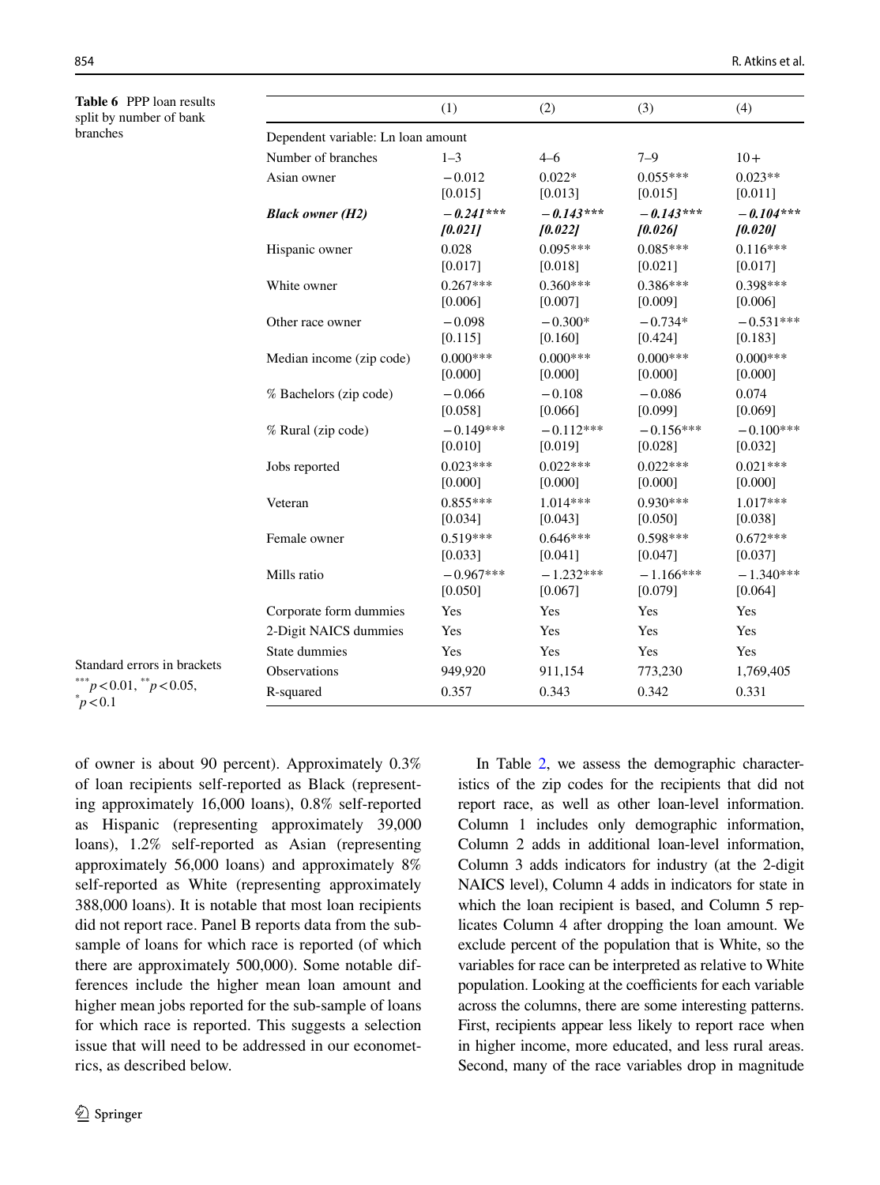**Table 6** PPP loan results split by number of bank branches

| | (1) | (2) | (3) | (4) |
|---|---|---|---|---|
| Dependent variable: Ln loan amount | | | | |
| Number of branches | 1–3 | 4–6 | 7–9 | 10+ |
| Asian owner | −0.012 | 0.022* | 0.055*** | 0.023** |
| | [0.015] | [0.013] | [0.015] | [0.011] |
| ***Black owner (H2)*** | ***−0.241**** | ***−0.143**** | ***−0.143**** | ***−0.104**** |
| | ***[0.021]*** | ***[0.022]*** | ***[0.026]*** | ***[0.020]*** |
| Hispanic owner | 0.028 | 0.095*** | 0.085*** | 0.116*** |
| | [0.017] | [0.018] | [0.021] | [0.017] |
| White owner | 0.267*** | 0.360*** | 0.386*** | 0.398*** |
| | [0.006] | [0.007] | [0.009] | [0.006] |
| Other race owner | −0.098 | −0.300* | −0.734* | −0.531*** |
| | [0.115] | [0.160] | [0.424] | [0.183] |
| Median income (zip code) | 0.000*** | 0.000*** | 0.000*** | 0.000*** |
| | [0.000] | [0.000] | [0.000] | [0.000] |
| % Bachelors (zip code) | −0.066 | −0.108 | −0.086 | 0.074 |
| | [0.058] | [0.066] | [0.099] | [0.069] |
| % Rural (zip code) | −0.149*** | −0.112*** | −0.156*** | −0.100*** |
| | [0.010] | [0.019] | [0.028] | [0.032] |
| Jobs reported | 0.023*** | 0.022*** | 0.022*** | 0.021*** |
| | [0.000] | [0.000] | [0.000] | [0.000] |
| Veteran | 0.855*** | 1.014*** | 0.930*** | 1.017*** |
| | [0.034] | [0.043] | [0.050] | [0.038] |
| Female owner | 0.519*** | 0.646*** | 0.598*** | 0.672*** |
| | [0.033] | [0.041] | [0.047] | [0.037] |
| Mills ratio | −0.967*** | −1.232*** | −1.166*** | −1.340*** |
| | [0.050] | [0.067] | [0.079] | [0.064] |
| Corporate form dummies | Yes | Yes | Yes | Yes |
| 2-Digit NAICS dummies | Yes | Yes | Yes | Yes |
| State dummies | Yes | Yes | Yes | Yes |
| Observations | 949,920 | 911,154 | 773,230 | 1,769,405 |
| R-squared | 0.357 | 0.343 | 0.342 | 0.331 |

Standard errors in brackets
***$p<0.01$, **$p<0.05$, *$p<0.1$

of owner is about 90 percent). Approximately 0.3% of loan recipients self-reported as Black (representing approximately 16,000 loans), 0.8% self-reported as Hispanic (representing approximately 39,000 loans), 1.2% self-reported as Asian (representing approximately 56,000 loans) and approximately 8% self-reported as White (representing approximately 388,000 loans). It is notable that most loan recipients did not report race. Panel B reports data from the sub-sample of loans for which race is reported (of which there are approximately 500,000). Some notable differences include the higher mean loan amount and higher mean jobs reported for the sub-sample of loans for which race is reported. This suggests a selection issue that will need to be addressed in our econometrics, as described below.

In Table 2, we assess the demographic characteristics of the zip codes for the recipients that did not report race, as well as other loan-level information. Column 1 includes only demographic information, Column 2 adds in additional loan-level information, Column 3 adds indicators for industry (at the 2-digit NAICS level), Column 4 adds in indicators for state in which the loan recipient is based, and Column 5 replicates Column 4 after dropping the loan amount. We exclude percent of the population that is White, so the variables for race can be interpreted as relative to White population. Looking at the coefficients for each variable across the columns, there are some interesting patterns. First, recipients appear less likely to report race when in higher income, more educated, and less rural areas. Second, many of the race variables drop in magnitude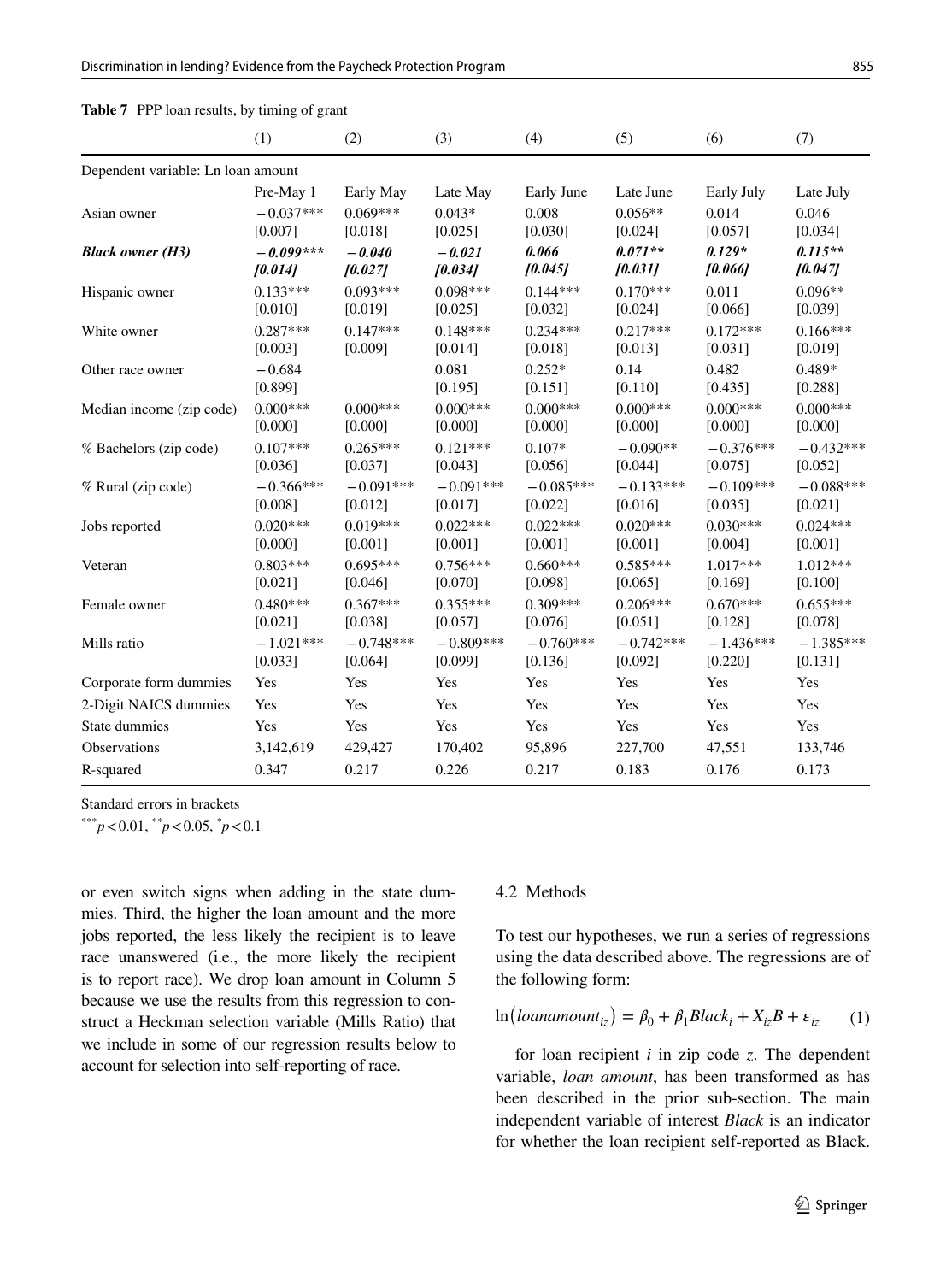**Table 7** PPP loan results, by timing of grant

| | (1) | (2) | (3) | (4) | (5) | (6) | (7) |
|---|---|---|---|---|---|---|---|
| Dependent variable: Ln loan amount | | | | | | | |
| | Pre-May 1 | Early May | Late May | Early June | Late June | Early July | Late July |
| Asian owner | −0.037*** | 0.069*** | 0.043* | 0.008 | 0.056** | 0.014 | 0.046 |
| | [0.007] | [0.018] | [0.025] | [0.030] | [0.024] | [0.057] | [0.034] |
| ***Black owner (H3)*** | ***−0.099**** | ***−0.040*** | ***−0.021*** | ***0.066*** | ***0.071***** | ***0.129**** | ***0.115***** |
| | ***[0.014]*** | ***[0.027]*** | ***[0.034]*** | ***[0.045]*** | ***[0.031]*** | ***[0.066]*** | ***[0.047]*** |
| Hispanic owner | 0.133*** | 0.093*** | 0.098*** | 0.144*** | 0.170*** | 0.011 | 0.096** |
| | [0.010] | [0.019] | [0.025] | [0.032] | [0.024] | [0.066] | [0.039] |
| White owner | 0.287*** | 0.147*** | 0.148*** | 0.234*** | 0.217*** | 0.172*** | 0.166*** |
| | [0.003] | [0.009] | [0.014] | [0.018] | [0.013] | [0.031] | [0.019] |
| Other race owner | −0.684 | | 0.081 | 0.252* | 0.14 | 0.482 | 0.489* |
| | [0.899] | | [0.195] | [0.151] | [0.110] | [0.435] | [0.288] |
| Median income (zip code) | 0.000*** | 0.000*** | 0.000*** | 0.000*** | 0.000*** | 0.000*** | 0.000*** |
| | [0.000] | [0.000] | [0.000] | [0.000] | [0.000] | [0.000] | [0.000] |
| % Bachelors (zip code) | 0.107*** | 0.265*** | 0.121*** | 0.107* | −0.090** | −0.376*** | −0.432*** |
| | [0.036] | [0.037] | [0.043] | [0.056] | [0.044] | [0.075] | [0.052] |
| % Rural (zip code) | −0.366*** | −0.091*** | −0.091*** | −0.085*** | −0.133*** | −0.109*** | −0.088*** |
| | [0.008] | [0.012] | [0.017] | [0.022] | [0.016] | [0.035] | [0.021] |
| Jobs reported | 0.020*** | 0.019*** | 0.022*** | 0.022*** | 0.020*** | 0.030*** | 0.024*** |
| | [0.000] | [0.001] | [0.001] | [0.001] | [0.001] | [0.004] | [0.001] |
| Veteran | 0.803*** | 0.695*** | 0.756*** | 0.660*** | 0.585*** | 1.017*** | 1.012*** |
| | [0.021] | [0.046] | [0.070] | [0.098] | [0.065] | [0.169] | [0.100] |
| Female owner | 0.480*** | 0.367*** | 0.355*** | 0.309*** | 0.206*** | 0.670*** | 0.655*** |
| | [0.021] | [0.038] | [0.057] | [0.076] | [0.051] | [0.128] | [0.078] |
| Mills ratio | −1.021*** | −0.748*** | −0.809*** | −0.760*** | −0.742*** | −1.436*** | −1.385*** |
| | [0.033] | [0.064] | [0.099] | [0.136] | [0.092] | [0.220] | [0.131] |
| Corporate form dummies | Yes | Yes | Yes | Yes | Yes | Yes | Yes |
| 2-Digit NAICS dummies | Yes | Yes | Yes | Yes | Yes | Yes | Yes |
| State dummies | Yes | Yes | Yes | Yes | Yes | Yes | Yes |
| Observations | 3,142,619 | 429,427 | 170,402 | 95,896 | 227,700 | 47,551 | 133,746 |
| R-squared | 0.347 | 0.217 | 0.226 | 0.217 | 0.183 | 0.176 | 0.173 |

Standard errors in brackets

***$p<0.01$, **$p<0.05$, *$p<0.1$

or even switch signs when adding in the state dummies. Third, the higher the loan amount and the more jobs reported, the less likely the recipient is to leave race unanswered (i.e., the more likely the recipient is to report race). We drop loan amount in Column 5 because we use the results from this regression to construct a Heckman selection variable (Mills Ratio) that we include in some of our regression results below to account for selection into self-reporting of race.

### 4.2 Methods

To test our hypotheses, we run a series of regressions using the data described above. The regressions are of the following form:

$$\ln\left(loanamount_{iz}\right) = \beta_0 + \beta_1 Black_i + X_{iz}B + \varepsilon_{iz} \qquad (1)$$

for loan recipient $i$ in zip code $z$. The dependent variable, *loan amount*, has been transformed as has been described in the prior sub-section. The main independent variable of interest *Black* is an indicator for whether the loan recipient self-reported as Black.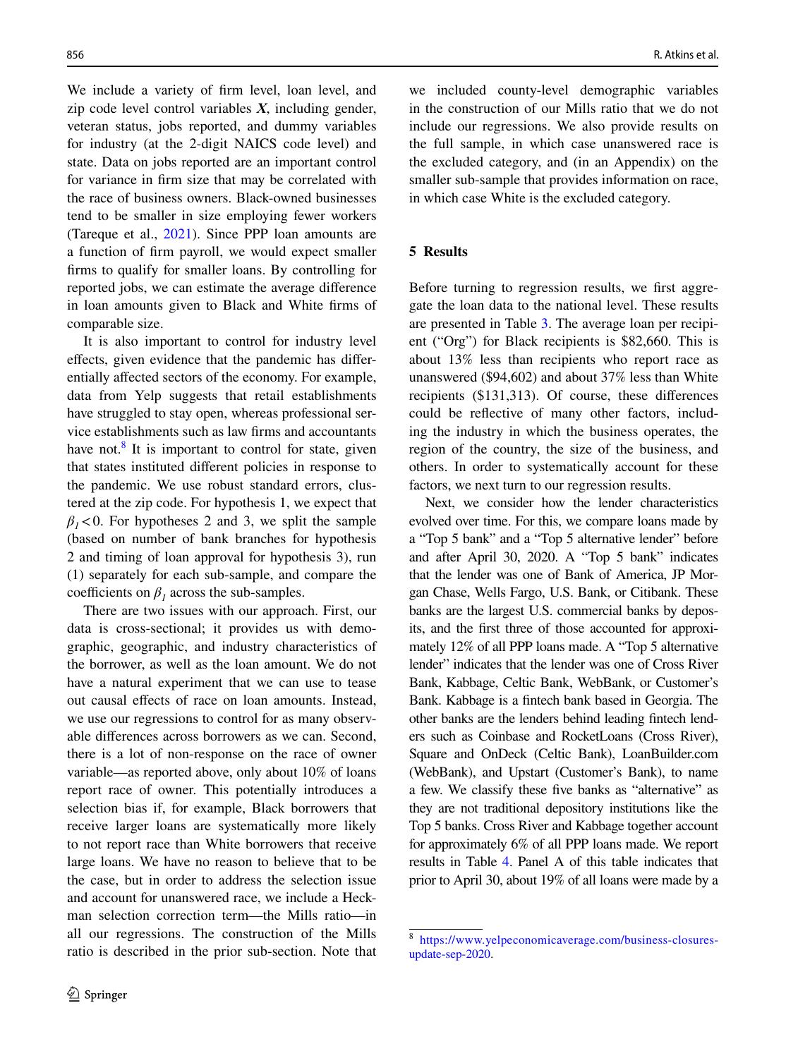We include a variety of firm level, loan level, and zip code level control variables $\boldsymbol{X}$, including gender, veteran status, jobs reported, and dummy variables for industry (at the 2-digit NAICS code level) and state. Data on jobs reported are an important control for variance in firm size that may be correlated with the race of business owners. Black-owned businesses tend to be smaller in size employing fewer workers (Tareque et al., 2021). Since PPP loan amounts are a function of firm payroll, we would expect smaller firms to qualify for smaller loans. By controlling for reported jobs, we can estimate the average difference in loan amounts given to Black and White firms of comparable size.

It is also important to control for industry level effects, given evidence that the pandemic has differentially affected sectors of the economy. For example, data from Yelp suggests that retail establishments have struggled to stay open, whereas professional service establishments such as law firms and accountants have not.[8] It is important to control for state, given that states instituted different policies in response to the pandemic. We use robust standard errors, clustered at the zip code. For hypothesis 1, we expect that $\beta_1 < 0$. For hypotheses 2 and 3, we split the sample (based on number of bank branches for hypothesis 2 and timing of loan approval for hypothesis 3), run (1) separately for each sub-sample, and compare the coefficients on $\beta_1$ across the sub-samples.

There are two issues with our approach. First, our data is cross-sectional; it provides us with demographic, geographic, and industry characteristics of the borrower, as well as the loan amount. We do not have a natural experiment that we can use to tease out causal effects of race on loan amounts. Instead, we use our regressions to control for as many observable differences across borrowers as we can. Second, there is a lot of non-response on the race of owner variable—as reported above, only about 10% of loans report race of owner. This potentially introduces a selection bias if, for example, Black borrowers that receive larger loans are systematically more likely to not report race than White borrowers that receive large loans. We have no reason to believe that to be the case, but in order to address the selection issue and account for unanswered race, we include a Heckman selection correction term—the Mills ratio—in all our regressions. The construction of the Mills ratio is described in the prior sub-section. Note that we included county-level demographic variables in the construction of our Mills ratio that we do not include our regressions. We also provide results on the full sample, in which case unanswered race is the excluded category, and (in an Appendix) on the smaller sub-sample that provides information on race, in which case White is the excluded category.

## 5 Results

Before turning to regression results, we first aggregate the loan data to the national level. These results are presented in Table 3. The average loan per recipient ("Org") for Black recipients is $82,660. This is about 13% less than recipients who report race as unanswered ($94,602) and about 37% less than White recipients ($131,313). Of course, these differences could be reflective of many other factors, including the industry in which the business operates, the region of the country, the size of the business, and others. In order to systematically account for these factors, we next turn to our regression results.

Next, we consider how the lender characteristics evolved over time. For this, we compare loans made by a "Top 5 bank" and a "Top 5 alternative lender" before and after April 30, 2020. A "Top 5 bank" indicates that the lender was one of Bank of America, JP Morgan Chase, Wells Fargo, U.S. Bank, or Citibank. These banks are the largest U.S. commercial banks by deposits, and the first three of those accounted for approximately 12% of all PPP loans made. A "Top 5 alternative lender" indicates that the lender was one of Cross River Bank, Kabbage, Celtic Bank, WebBank, or Customer's Bank. Kabbage is a fintech bank based in Georgia. The other banks are the lenders behind leading fintech lenders such as Coinbase and RocketLoans (Cross River), Square and OnDeck (Celtic Bank), LoanBuilder.com (WebBank), and Upstart (Customer's Bank), to name a few. We classify these five banks as "alternative" as they are not traditional depository institutions like the Top 5 banks. Cross River and Kabbage together account for approximately 6% of all PPP loans made. We report results in Table 4. Panel A of this table indicates that prior to April 30, about 19% of all loans were made by a

[8] https://www.yelpeconomicaverage.com/business-closures-update-sep-2020.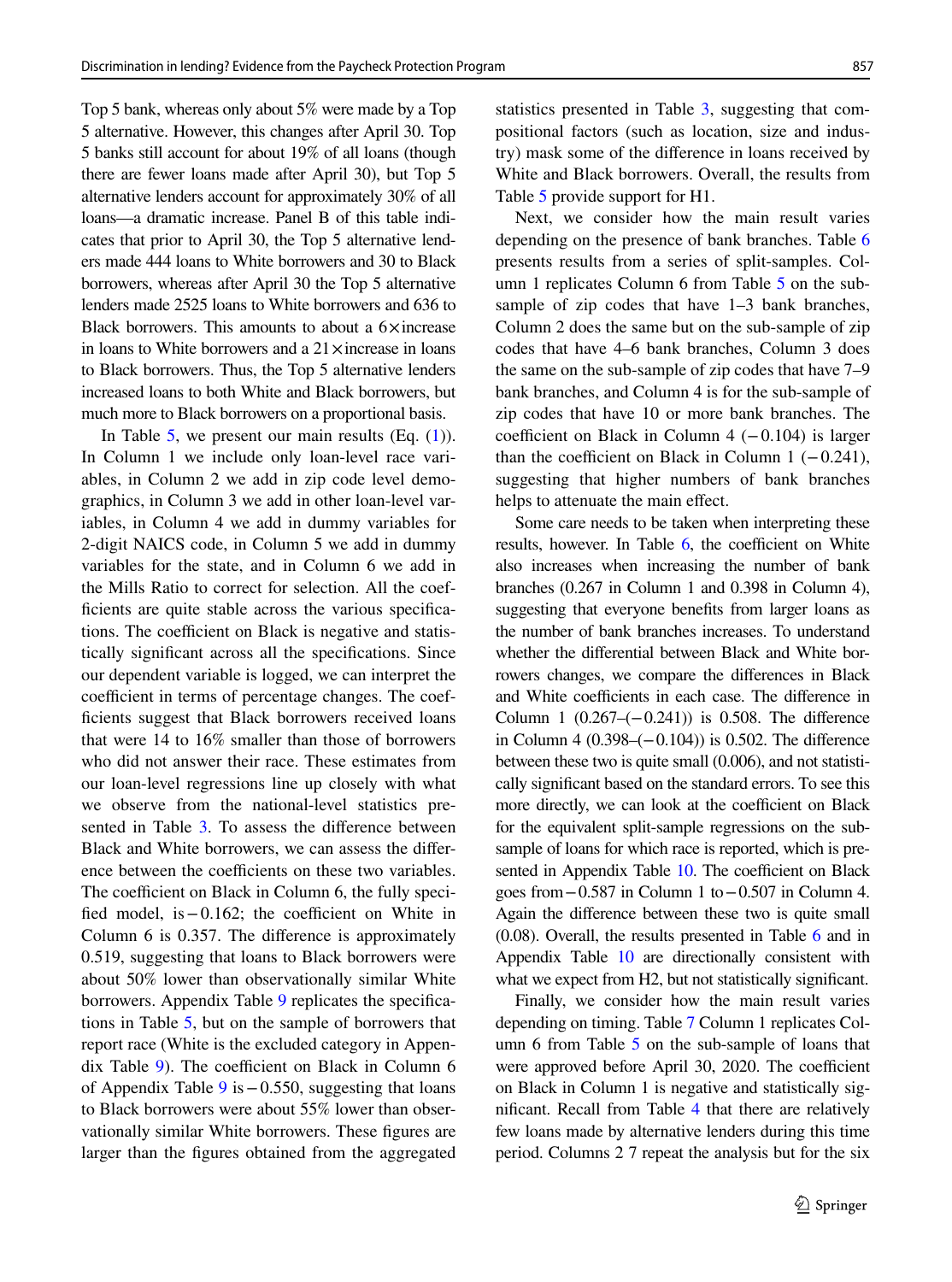Top 5 bank, whereas only about 5% were made by a Top 5 alternative. However, this changes after April 30. Top 5 banks still account for about 19% of all loans (though there are fewer loans made after April 30), but Top 5 alternative lenders account for approximately 30% of all loans—a dramatic increase. Panel B of this table indicates that prior to April 30, the Top 5 alternative lenders made 444 loans to White borrowers and 30 to Black borrowers, whereas after April 30 the Top 5 alternative lenders made 2525 loans to White borrowers and 636 to Black borrowers. This amounts to about a $6\times$increase in loans to White borrowers and a $21\times$increase in loans to Black borrowers. Thus, the Top 5 alternative lenders increased loans to both White and Black borrowers, but much more to Black borrowers on a proportional basis.

In Table 5, we present our main results (Eq. (1)). In Column 1 we include only loan-level race variables, in Column 2 we add in zip code level demographics, in Column 3 we add in other loan-level variables, in Column 4 we add in dummy variables for 2-digit NAICS code, in Column 5 we add in dummy variables for the state, and in Column 6 we add in the Mills Ratio to correct for selection. All the coefficients are quite stable across the various specifications. The coefficient on Black is negative and statistically significant across all the specifications. Since our dependent variable is logged, we can interpret the coefficient in terms of percentage changes. The coefficients suggest that Black borrowers received loans that were 14 to 16% smaller than those of borrowers who did not answer their race. These estimates from our loan-level regressions line up closely with what we observe from the national-level statistics presented in Table 3. To assess the difference between Black and White borrowers, we can assess the difference between the coefficients on these two variables. The coefficient on Black in Column 6, the fully specified model, is −0.162; the coefficient on White in Column 6 is 0.357. The difference is approximately 0.519, suggesting that loans to Black borrowers were about 50% lower than observationally similar White borrowers. Appendix Table 9 replicates the specifications in Table 5, but on the sample of borrowers that report race (White is the excluded category in Appendix Table 9). The coefficient on Black in Column 6 of Appendix Table 9 is −0.550, suggesting that loans to Black borrowers were about 55% lower than observationally similar White borrowers. These figures are larger than the figures obtained from the aggregated statistics presented in Table 3, suggesting that compositional factors (such as location, size and industry) mask some of the difference in loans received by White and Black borrowers. Overall, the results from Table 5 provide support for H1.

Next, we consider how the main result varies depending on the presence of bank branches. Table 6 presents results from a series of split-samples. Column 1 replicates Column 6 from Table 5 on the subsample of zip codes that have 1–3 bank branches, Column 2 does the same but on the sub-sample of zip codes that have 4–6 bank branches, Column 3 does the same on the sub-sample of zip codes that have 7–9 bank branches, and Column 4 is for the sub-sample of zip codes that have 10 or more bank branches. The coefficient on Black in Column 4 (−0.104) is larger than the coefficient on Black in Column 1 (−0.241), suggesting that higher numbers of bank branches helps to attenuate the main effect.

Some care needs to be taken when interpreting these results, however. In Table 6, the coefficient on White also increases when increasing the number of bank branches (0.267 in Column 1 and 0.398 in Column 4), suggesting that everyone benefits from larger loans as the number of bank branches increases. To understand whether the differential between Black and White borrowers changes, we compare the differences in Black and White coefficients in each case. The difference in Column 1 (0.267–(−0.241)) is 0.508. The difference in Column 4 (0.398–(−0.104)) is 0.502. The difference between these two is quite small (0.006), and not statistically significant based on the standard errors. To see this more directly, we can look at the coefficient on Black for the equivalent split-sample regressions on the subsample of loans for which race is reported, which is presented in Appendix Table 10. The coefficient on Black goes from −0.587 in Column 1 to −0.507 in Column 4. Again the difference between these two is quite small (0.08). Overall, the results presented in Table 6 and in Appendix Table 10 are directionally consistent with what we expect from H2, but not statistically significant.

Finally, we consider how the main result varies depending on timing. Table 7 Column 1 replicates Column 6 from Table 5 on the sub-sample of loans that were approved before April 30, 2020. The coefficient on Black in Column 1 is negative and statistically significant. Recall from Table 4 that there are relatively few loans made by alternative lenders during this time period. Columns 2 7 repeat the analysis but for the six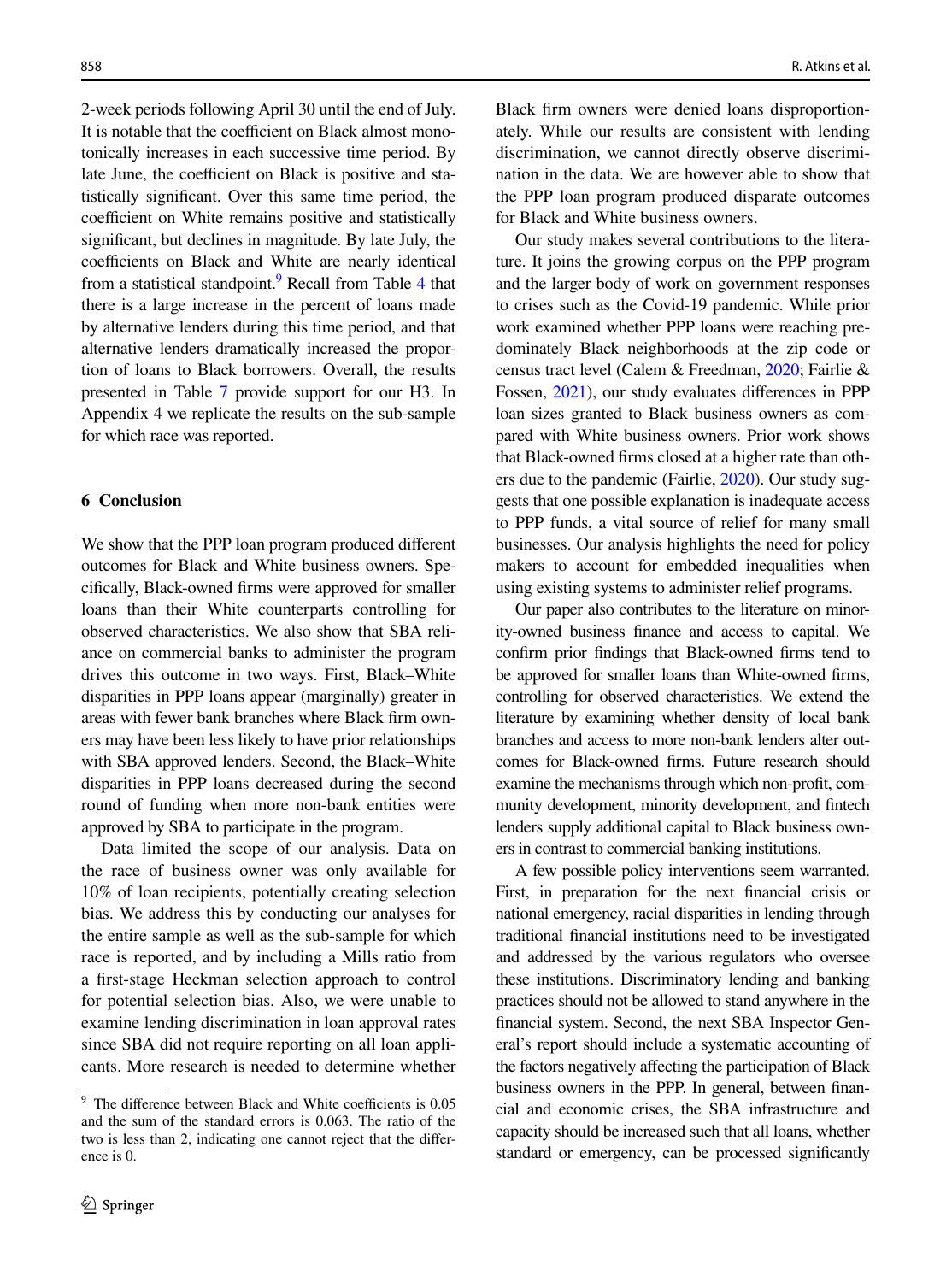2-week periods following April 30 until the end of July. It is notable that the coefficient on Black almost monotonically increases in each successive time period. By late June, the coefficient on Black is positive and statistically significant. Over this same time period, the coefficient on White remains positive and statistically significant, but declines in magnitude. By late July, the coefficients on Black and White are nearly identical from a statistical standpoint.[9] Recall from Table 4 that there is a large increase in the percent of loans made by alternative lenders during this time period, and that alternative lenders dramatically increased the proportion of loans to Black borrowers. Overall, the results presented in Table 7 provide support for our H3. In Appendix 4 we replicate the results on the sub-sample for which race was reported.

## 6 Conclusion

We show that the PPP loan program produced different outcomes for Black and White business owners. Specifically, Black-owned firms were approved for smaller loans than their White counterparts controlling for observed characteristics. We also show that SBA reliance on commercial banks to administer the program drives this outcome in two ways. First, Black–White disparities in PPP loans appear (marginally) greater in areas with fewer bank branches where Black firm owners may have been less likely to have prior relationships with SBA approved lenders. Second, the Black–White disparities in PPP loans decreased during the second round of funding when more non-bank entities were approved by SBA to participate in the program.

Data limited the scope of our analysis. Data on the race of business owner was only available for 10% of loan recipients, potentially creating selection bias. We address this by conducting our analyses for the entire sample as well as the sub-sample for which race is reported, and by including a Mills ratio from a first-stage Heckman selection approach to control for potential selection bias. Also, we were unable to examine lending discrimination in loan approval rates since SBA did not require reporting on all loan applicants. More research is needed to determine whether Black firm owners were denied loans disproportionately. While our results are consistent with lending discrimination, we cannot directly observe discrimination in the data. We are however able to show that the PPP loan program produced disparate outcomes for Black and White business owners.

Our study makes several contributions to the literature. It joins the growing corpus on the PPP program and the larger body of work on government responses to crises such as the Covid-19 pandemic. While prior work examined whether PPP loans were reaching predominately Black neighborhoods at the zip code or census tract level (Calem & Freedman, 2020; Fairlie & Fossen, 2021), our study evaluates differences in PPP loan sizes granted to Black business owners as compared with White business owners. Prior work shows that Black-owned firms closed at a higher rate than others due to the pandemic (Fairlie, 2020). Our study suggests that one possible explanation is inadequate access to PPP funds, a vital source of relief for many small businesses. Our analysis highlights the need for policy makers to account for embedded inequalities when using existing systems to administer relief programs.

Our paper also contributes to the literature on minority-owned business finance and access to capital. We confirm prior findings that Black-owned firms tend to be approved for smaller loans than White-owned firms, controlling for observed characteristics. We extend the literature by examining whether density of local bank branches and access to more non-bank lenders alter outcomes for Black-owned firms. Future research should examine the mechanisms through which non-profit, community development, minority development, and fintech lenders supply additional capital to Black business owners in contrast to commercial banking institutions.

A few possible policy interventions seem warranted. First, in preparation for the next financial crisis or national emergency, racial disparities in lending through traditional financial institutions need to be investigated and addressed by the various regulators who oversee these institutions. Discriminatory lending and banking practices should not be allowed to stand anywhere in the financial system. Second, the next SBA Inspector General's report should include a systematic accounting of the factors negatively affecting the participation of Black business owners in the PPP. In general, between financial and economic crises, the SBA infrastructure and capacity should be increased such that all loans, whether standard or emergency, can be processed significantly

---

[9] The difference between Black and White coefficients is 0.05 and the sum of the standard errors is 0.063. The ratio of the two is less than 2, indicating one cannot reject that the difference is 0.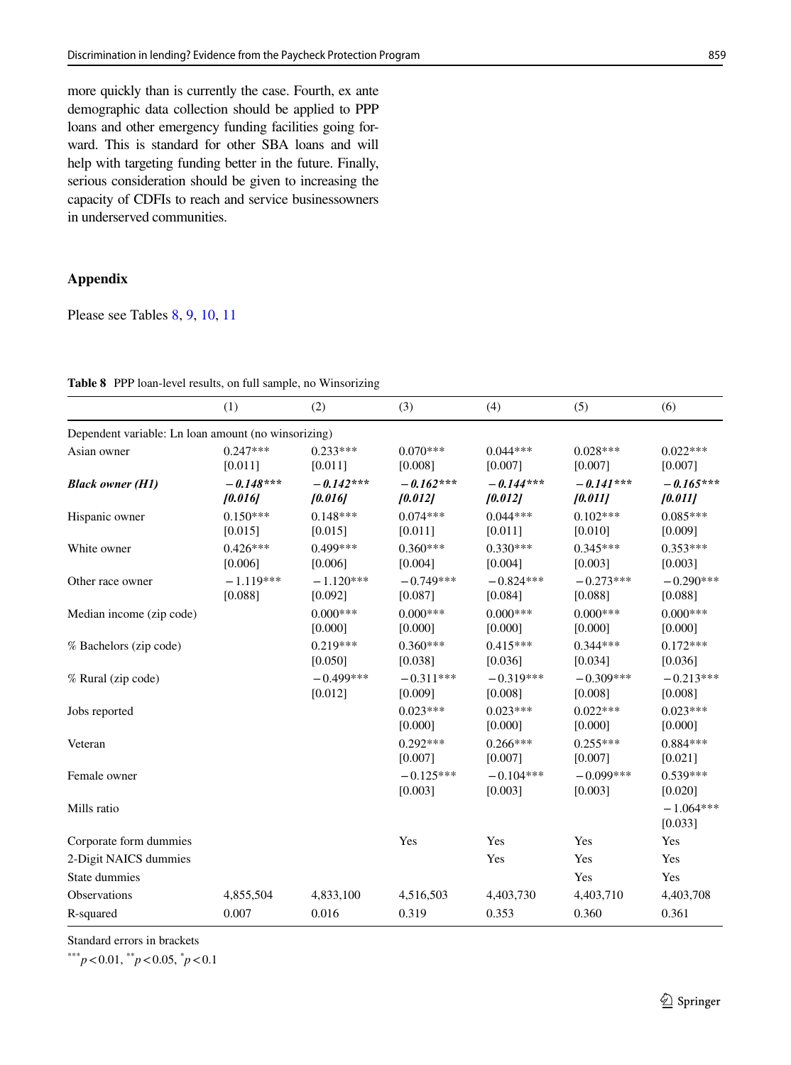more quickly than is currently the case. Fourth, ex ante demographic data collection should be applied to PPP loans and other emergency funding facilities going forward. This is standard for other SBA loans and will help with targeting funding better in the future. Finally, serious consideration should be given to increasing the capacity of CDFIs to reach and service businessowners in underserved communities.

## Appendix

Please see Tables 8, 9, 10, 11

**Table 8** PPP loan-level results, on full sample, no Winsorizing

| | (1) | (2) | (3) | (4) | (5) | (6) |
|---|---|---|---|---|---|---|
| Dependent variable: Ln loan amount (no winsorizing) | | | | | | |
| Asian owner | 0.247*** | 0.233*** | 0.070*** | 0.044*** | 0.028*** | 0.022*** |
| | [0.011] | [0.011] | [0.008] | [0.007] | [0.007] | [0.007] |
| ***Black owner (H1)*** | ***−0.148*** | ***−0.142*** | ***−0.162*** | ***−0.144*** | ***−0.141*** | ***−0.165*** |
| | ***[0.016]*** | ***[0.016]*** | ***[0.012]*** | ***[0.012]*** | ***[0.011]*** | ***[0.011]*** |
| Hispanic owner | 0.150*** | 0.148*** | 0.074*** | 0.044*** | 0.102*** | 0.085*** |
| | [0.015] | [0.015] | [0.011] | [0.011] | [0.010] | [0.009] |
| White owner | 0.426*** | 0.499*** | 0.360*** | 0.330*** | 0.345*** | 0.353*** |
| | [0.006] | [0.006] | [0.004] | [0.004] | [0.003] | [0.003] |
| Other race owner | −1.119*** | −1.120*** | −0.749*** | −0.824*** | −0.273*** | −0.290*** |
| | [0.088] | [0.092] | [0.087] | [0.084] | [0.088] | [0.088] |
| Median income (zip code) | | 0.000*** | 0.000*** | 0.000*** | 0.000*** | 0.000*** |
| | | [0.000] | [0.000] | [0.000] | [0.000] | [0.000] |
| % Bachelors (zip code) | | 0.219*** | 0.360*** | 0.415*** | 0.344*** | 0.172*** |
| | | [0.050] | [0.038] | [0.036] | [0.034] | [0.036] |
| % Rural (zip code) | | −0.499*** | −0.311*** | −0.319*** | −0.309*** | −0.213*** |
| | | [0.012] | [0.009] | [0.008] | [0.008] | [0.008] |
| Jobs reported | | | 0.023*** | 0.023*** | 0.022*** | 0.023*** |
| | | | [0.000] | [0.000] | [0.000] | [0.000] |
| Veteran | | | 0.292*** | 0.266*** | 0.255*** | 0.884*** |
| | | | [0.007] | [0.007] | [0.007] | [0.021] |
| Female owner | | | −0.125*** | −0.104*** | −0.099*** | 0.539*** |
| | | | [0.003] | [0.003] | [0.003] | [0.020] |
| Mills ratio | | | | | | −1.064*** |
| | | | | | | [0.033] |
| Corporate form dummies | | | Yes | Yes | Yes | Yes |
| 2-Digit NAICS dummies | | | | Yes | Yes | Yes |
| State dummies | | | | | Yes | Yes |
| Observations | 4,855,504 | 4,833,100 | 4,516,503 | 4,403,730 | 4,403,710 | 4,403,708 |
| R-squared | 0.007 | 0.016 | 0.319 | 0.353 | 0.360 | 0.361 |

Standard errors in brackets

***$p<0.01$, **$p<0.05$, *$p<0.1$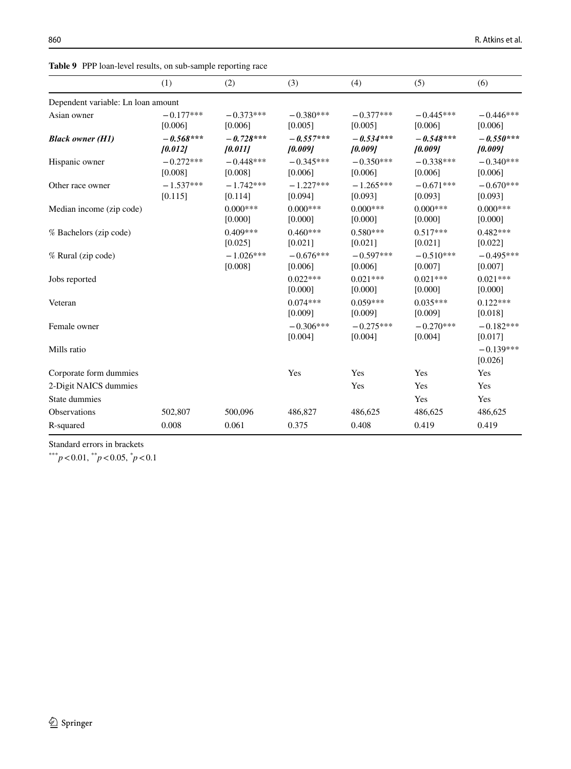**Table 9** PPP loan-level results, on sub-sample reporting race

| | (1) | (2) | (3) | (4) | (5) | (6) |
|---|---|---|---|---|---|---|
| Dependent variable: Ln loan amount | | | | | | |
| Asian owner | −0.177*** | −0.373*** | −0.380*** | −0.377*** | −0.445*** | −0.446*** |
| | [0.006] | [0.006] | [0.005] | [0.005] | [0.006] | [0.006] |
| ***Black owner (H1)*** | ***−0.568**** | ***−0.728**** | ***−0.557**** | ***−0.534**** | ***−0.548**** | ***−0.550**** |
| | ***[0.012]*** | ***[0.011]*** | ***[0.009]*** | ***[0.009]*** | ***[0.009]*** | ***[0.009]*** |
| Hispanic owner | −0.272*** | −0.448*** | −0.345*** | −0.350*** | −0.338*** | −0.340*** |
| | [0.008] | [0.008] | [0.006] | [0.006] | [0.006] | [0.006] |
| Other race owner | −1.537*** | −1.742*** | −1.227*** | −1.265*** | −0.671*** | −0.670*** |
| | [0.115] | [0.114] | [0.094] | [0.093] | [0.093] | [0.093] |
| Median income (zip code) | | 0.000*** | 0.000*** | 0.000*** | 0.000*** | 0.000*** |
| | | [0.000] | [0.000] | [0.000] | [0.000] | [0.000] |
| % Bachelors (zip code) | | 0.409*** | 0.460*** | 0.580*** | 0.517*** | 0.482*** |
| | | [0.025] | [0.021] | [0.021] | [0.021] | [0.022] |
| % Rural (zip code) | | −1.026*** | −0.676*** | −0.597*** | −0.510*** | −0.495*** |
| | | [0.008] | [0.006] | [0.006] | [0.007] | [0.007] |
| Jobs reported | | | 0.022*** | 0.021*** | 0.021*** | 0.021*** |
| | | | [0.000] | [0.000] | [0.000] | [0.000] |
| Veteran | | | 0.074*** | 0.059*** | 0.035*** | 0.122*** |
| | | | [0.009] | [0.009] | [0.009] | [0.018] |
| Female owner | | | −0.306*** | −0.275*** | −0.270*** | −0.182*** |
| | | | [0.004] | [0.004] | [0.004] | [0.017] |
| Mills ratio | | | | | | −0.139*** |
| | | | | | | [0.026] |
| Corporate form dummies | | | Yes | Yes | Yes | Yes |
| 2-Digit NAICS dummies | | | | Yes | Yes | Yes |
| State dummies | | | | | Yes | Yes |
| Observations | 502,807 | 500,096 | 486,827 | 486,625 | 486,625 | 486,625 |
| R-squared | 0.008 | 0.061 | 0.375 | 0.408 | 0.419 | 0.419 |

Standard errors in brackets

***$p<0.01$, **$p<0.05$, *$p<0.1$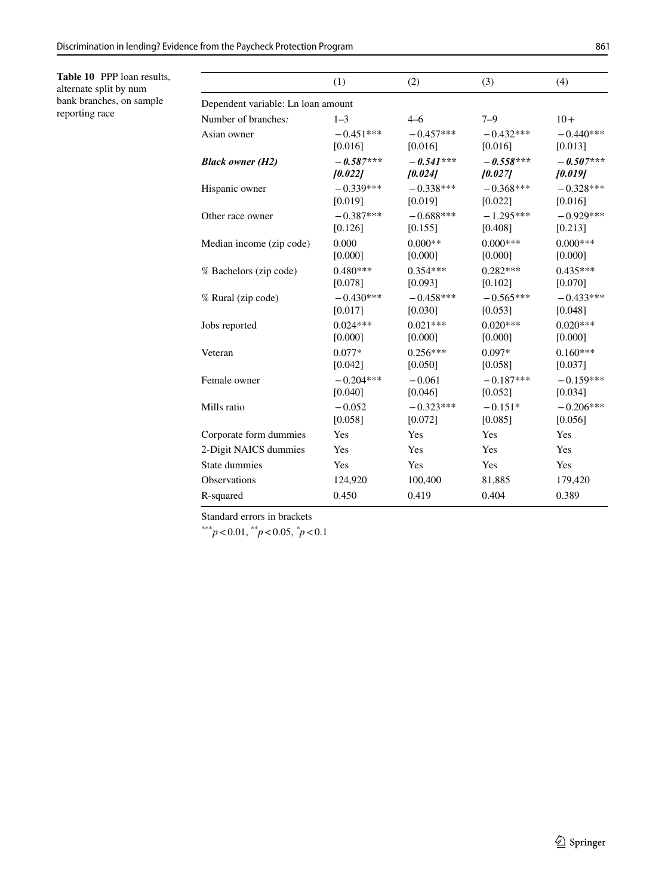**Table 10** PPP loan results, alternate split by num bank branches, on sample reporting race

| | (1) | (2) | (3) | (4) |
|---|---|---|---|---|
| Dependent variable: Ln loan amount | | | | |
| Number of branches: | 1–3 | 4–6 | 7–9 | 10+ |
| Asian owner | −0.451*** | −0.457*** | −0.432*** | −0.440*** |
| | [0.016] | [0.016] | [0.016] | [0.013] |
| ***Black owner (H2)*** | ***−0.587**** | ***−0.541**** | ***−0.558**** | ***−0.507**** |
| | ***[0.022]*** | ***[0.024]*** | ***[0.027]*** | ***[0.019]*** |
| Hispanic owner | −0.339*** | −0.338*** | −0.368*** | −0.328*** |
| | [0.019] | [0.019] | [0.022] | [0.016] |
| Other race owner | −0.387*** | −0.688*** | −1.295*** | −0.929*** |
| | [0.126] | [0.155] | [0.408] | [0.213] |
| Median income (zip code) | 0.000 | 0.000** | 0.000*** | 0.000*** |
| | [0.000] | [0.000] | [0.000] | [0.000] |
| % Bachelors (zip code) | 0.480*** | 0.354*** | 0.282*** | 0.435*** |
| | [0.078] | [0.093] | [0.102] | [0.070] |
| % Rural (zip code) | −0.430*** | −0.458*** | −0.565*** | −0.433*** |
| | [0.017] | [0.030] | [0.053] | [0.048] |
| Jobs reported | 0.024*** | 0.021*** | 0.020*** | 0.020*** |
| | [0.000] | [0.000] | [0.000] | [0.000] |
| Veteran | 0.077* | 0.256*** | 0.097* | 0.160*** |
| | [0.042] | [0.050] | [0.058] | [0.037] |
| Female owner | −0.204*** | −0.061 | −0.187*** | −0.159*** |
| | [0.040] | [0.046] | [0.052] | [0.034] |
| Mills ratio | −0.052 | −0.323*** | −0.151* | −0.206*** |
| | [0.058] | [0.072] | [0.085] | [0.056] |
| Corporate form dummies | Yes | Yes | Yes | Yes |
| 2-Digit NAICS dummies | Yes | Yes | Yes | Yes |
| State dummies | Yes | Yes | Yes | Yes |
| Observations | 124,920 | 100,400 | 81,885 | 179,420 |
| R-squared | 0.450 | 0.419 | 0.404 | 0.389 |

Standard errors in brackets

*** $p < 0.01$, ** $p < 0.05$, * $p < 0.1$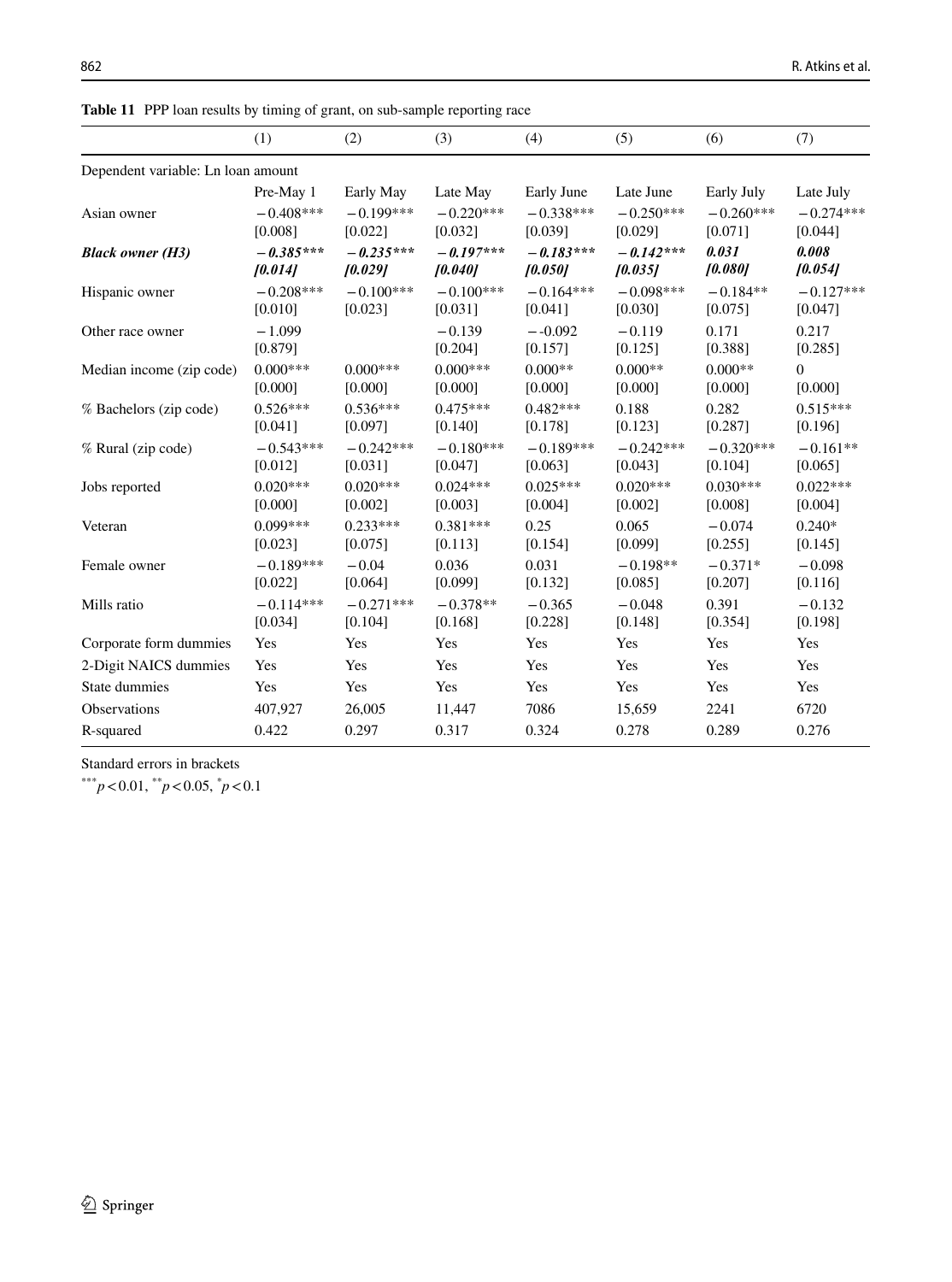**Table 11** PPP loan results by timing of grant, on sub-sample reporting race

| | (1) | (2) | (3) | (4) | (5) | (6) | (7) |
|---|---|---|---|---|---|---|---|
| Dependent variable: Ln loan amount | | | | | | | |
| | Pre-May 1 | Early May | Late May | Early June | Late June | Early July | Late July |
| Asian owner | −0.408*** | −0.199*** | −0.220*** | −0.338*** | −0.250*** | −0.260*** | −0.274*** |
| | [0.008] | [0.022] | [0.032] | [0.039] | [0.029] | [0.071] | [0.044] |
| ***Black owner (H3)*** | ***−0.385**** | ***−0.235**** | ***−0.197**** | ***−0.183**** | ***−0.142**** | ***0.031*** | ***0.008*** |
| | ***[0.014]*** | ***[0.029]*** | ***[0.040]*** | ***[0.050]*** | ***[0.035]*** | ***[0.080]*** | ***[0.054]*** |
| Hispanic owner | −0.208*** | −0.100*** | −0.100*** | −0.164*** | −0.098*** | −0.184** | −0.127*** |
| | [0.010] | [0.023] | [0.031] | [0.041] | [0.030] | [0.075] | [0.047] |
| Other race owner | −1.099 | | −0.139 | −-0.092 | −0.119 | 0.171 | 0.217 |
| | [0.879] | | [0.204] | [0.157] | [0.125] | [0.388] | [0.285] |
| Median income (zip code) | 0.000*** | 0.000*** | 0.000*** | 0.000** | 0.000** | 0.000** | 0 |
| | [0.000] | [0.000] | [0.000] | [0.000] | [0.000] | [0.000] | [0.000] |
| % Bachelors (zip code) | 0.526*** | 0.536*** | 0.475*** | 0.482*** | 0.188 | 0.282 | 0.515*** |
| | [0.041] | [0.097] | [0.140] | [0.178] | [0.123] | [0.287] | [0.196] |
| % Rural (zip code) | −0.543*** | −0.242*** | −0.180*** | −0.189*** | −0.242*** | −0.320*** | −0.161** |
| | [0.012] | [0.031] | [0.047] | [0.063] | [0.043] | [0.104] | [0.065] |
| Jobs reported | 0.020*** | 0.020*** | 0.024*** | 0.025*** | 0.020*** | 0.030*** | 0.022*** |
| | [0.000] | [0.002] | [0.003] | [0.004] | [0.002] | [0.008] | [0.004] |
| Veteran | 0.099*** | 0.233*** | 0.381*** | 0.25 | 0.065 | −0.074 | 0.240* |
| | [0.023] | [0.075] | [0.113] | [0.154] | [0.099] | [0.255] | [0.145] |
| Female owner | −0.189*** | −0.04 | 0.036 | 0.031 | −0.198** | −0.371* | −0.098 |
| | [0.022] | [0.064] | [0.099] | [0.132] | [0.085] | [0.207] | [0.116] |
| Mills ratio | −0.114*** | −0.271*** | −0.378** | −0.365 | −0.048 | 0.391 | −0.132 |
| | [0.034] | [0.104] | [0.168] | [0.228] | [0.148] | [0.354] | [0.198] |
| Corporate form dummies | Yes | Yes | Yes | Yes | Yes | Yes | Yes |
| 2-Digit NAICS dummies | Yes | Yes | Yes | Yes | Yes | Yes | Yes |
| State dummies | Yes | Yes | Yes | Yes | Yes | Yes | Yes |
| Observations | 407,927 | 26,005 | 11,447 | 7086 | 15,659 | 2241 | 6720 |
| R-squared | 0.422 | 0.297 | 0.317 | 0.324 | 0.278 | 0.289 | 0.276 |

Standard errors in brackets

***$p < 0.01$, **$p < 0.05$, *$p < 0.1$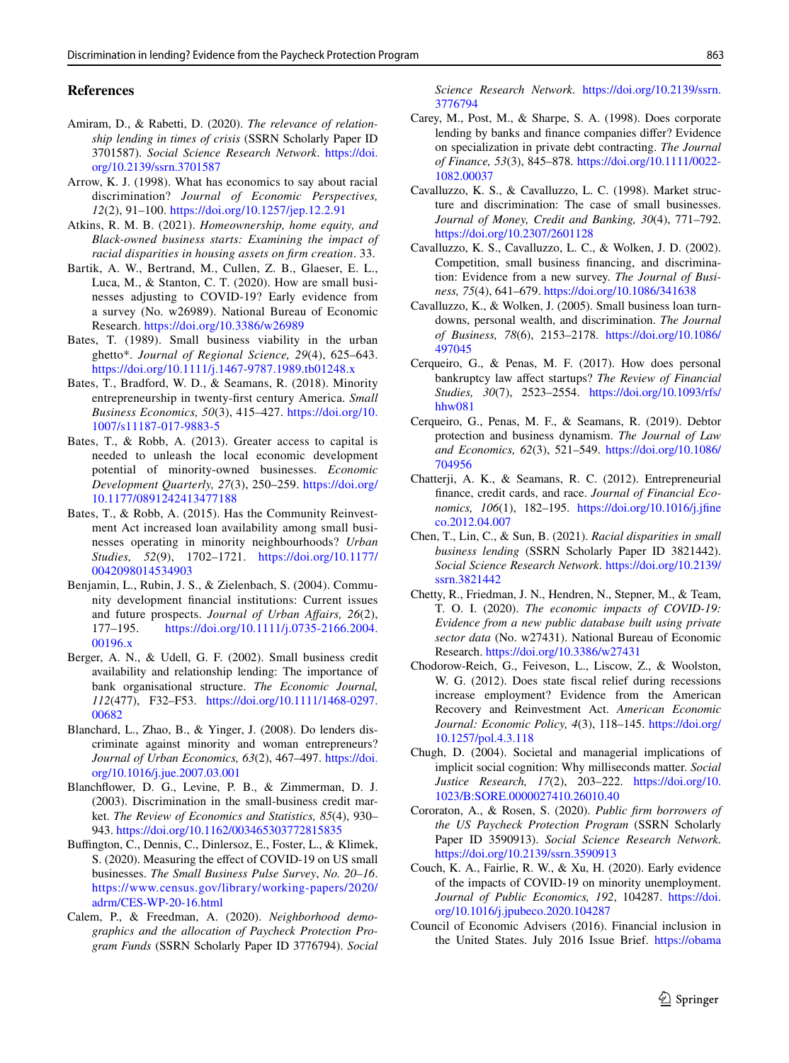## References

Amiram, D., & Rabetti, D. (2020). *The relevance of relationship lending in times of crisis* (SSRN Scholarly Paper ID 3701587). *Social Science Research Network*. https://doi.org/10.2139/ssrn.3701587

Arrow, K. J. (1998). What has economics to say about racial discrimination? *Journal of Economic Perspectives, 12*(2), 91–100. https://doi.org/10.1257/jep.12.2.91

Atkins, R. M. B. (2021). *Homeownership, home equity, and Black-owned business starts: Examining the impact of racial disparities in housing assets on firm creation*. 33.

Bartik, A. W., Bertrand, M., Cullen, Z. B., Glaeser, E. L., Luca, M., & Stanton, C. T. (2020). How are small businesses adjusting to COVID-19? Early evidence from a survey (No. w26989). National Bureau of Economic Research. https://doi.org/10.3386/w26989

Bates, T. (1989). Small business viability in the urban ghetto*. *Journal of Regional Science, 29*(4), 625–643. https://doi.org/10.1111/j.1467-9787.1989.tb01248.x

Bates, T., Bradford, W. D., & Seamans, R. (2018). Minority entrepreneurship in twenty-first century America. *Small Business Economics, 50*(3), 415–427. https://doi.org/10.1007/s11187-017-9883-5

Bates, T., & Robb, A. (2013). Greater access to capital is needed to unleash the local economic development potential of minority-owned businesses. *Economic Development Quarterly, 27*(3), 250–259. https://doi.org/10.1177/0891242413477188

Bates, T., & Robb, A. (2015). Has the Community Reinvestment Act increased loan availability among small businesses operating in minority neighbourhoods? *Urban Studies, 52*(9), 1702–1721. https://doi.org/10.1177/0042098014534903

Benjamin, L., Rubin, J. S., & Zielenbach, S. (2004). Community development financial institutions: Current issues and future prospects. *Journal of Urban Affairs, 26*(2), 177–195. https://doi.org/10.1111/j.0735-2166.2004.00196.x

Berger, A. N., & Udell, G. F. (2002). Small business credit availability and relationship lending: The importance of bank organisational structure. *The Economic Journal, 112*(477), F32–F53. https://doi.org/10.1111/1468-0297.00682

Blanchard, L., Zhao, B., & Yinger, J. (2008). Do lenders discriminate against minority and woman entrepreneurs? *Journal of Urban Economics, 63*(2), 467–497. https://doi.org/10.1016/j.jue.2007.03.001

Blanchflower, D. G., Levine, P. B., & Zimmerman, D. J. (2003). Discrimination in the small-business credit market. *The Review of Economics and Statistics, 85*(4), 930–943. https://doi.org/10.1162/003465303772815835

Buffington, C., Dennis, C., Dinlersoz, E., Foster, L., & Klimek, S. (2020). Measuring the effect of COVID-19 on US small businesses. *The Small Business Pulse Survey*, *No. 20–16*. https://www.census.gov/library/working-papers/2020/adrm/CES-WP-20-16.html

Calem, P., & Freedman, A. (2020). *Neighborhood demographics and the allocation of Paycheck Protection Program Funds* (SSRN Scholarly Paper ID 3776794). *Social Science Research Network*. https://doi.org/10.2139/ssrn.3776794

Carey, M., Post, M., & Sharpe, S. A. (1998). Does corporate lending by banks and finance companies differ? Evidence on specialization in private debt contracting. *The Journal of Finance, 53*(3), 845–878. https://doi.org/10.1111/0022-1082.00037

Cavalluzzo, K. S., & Cavalluzzo, L. C. (1998). Market structure and discrimination: The case of small businesses. *Journal of Money, Credit and Banking, 30*(4), 771–792. https://doi.org/10.2307/2601128

Cavalluzzo, K. S., Cavalluzzo, L. C., & Wolken, J. D. (2002). Competition, small business financing, and discrimination: Evidence from a new survey. *The Journal of Business, 75*(4), 641–679. https://doi.org/10.1086/341638

Cavalluzzo, K., & Wolken, J. (2005). Small business loan turndowns, personal wealth, and discrimination. *The Journal of Business, 78*(6), 2153–2178. https://doi.org/10.1086/497045

Cerqueiro, G., & Penas, M. F. (2017). How does personal bankruptcy law affect startups? *The Review of Financial Studies, 30*(7), 2523–2554. https://doi.org/10.1093/rfs/hhw081

Cerqueiro, G., Penas, M. F., & Seamans, R. (2019). Debtor protection and business dynamism. *The Journal of Law and Economics, 62*(3), 521–549. https://doi.org/10.1086/704956

Chatterji, A. K., & Seamans, R. C. (2012). Entrepreneurial finance, credit cards, and race. *Journal of Financial Economics, 106*(1), 182–195. https://doi.org/10.1016/j.jfineco.2012.04.007

Chen, T., Lin, C., & Sun, B. (2021). *Racial disparities in small business lending* (SSRN Scholarly Paper ID 3821442). *Social Science Research Network*. https://doi.org/10.2139/ssrn.3821442

Chetty, R., Friedman, J. N., Hendren, N., Stepner, M., & Team, T. O. I. (2020). *The economic impacts of COVID-19: Evidence from a new public database built using private sector data* (No. w27431). National Bureau of Economic Research. https://doi.org/10.3386/w27431

Chodorow-Reich, G., Feiveson, L., Liscow, Z., & Woolston, W. G. (2012). Does state fiscal relief during recessions increase employment? Evidence from the American Recovery and Reinvestment Act. *American Economic Journal: Economic Policy, 4*(3), 118–145. https://doi.org/10.1257/pol.4.3.118

Chugh, D. (2004). Societal and managerial implications of implicit social cognition: Why milliseconds matter. *Social Justice Research, 17*(2), 203–222. https://doi.org/10.1023/B:SORE.0000027410.26010.40

Cororaton, A., & Rosen, S. (2020). *Public firm borrowers of the US Paycheck Protection Program* (SSRN Scholarly Paper ID 3590913). *Social Science Research Network*. https://doi.org/10.2139/ssrn.3590913

Couch, K. A., Fairlie, R. W., & Xu, H. (2020). Early evidence of the impacts of COVID-19 on minority unemployment. *Journal of Public Economics, 192*, 104287. https://doi.org/10.1016/j.jpubeco.2020.104287

Council of Economic Advisers (2016). Financial inclusion in the United States. July 2016 Issue Brief. https://obama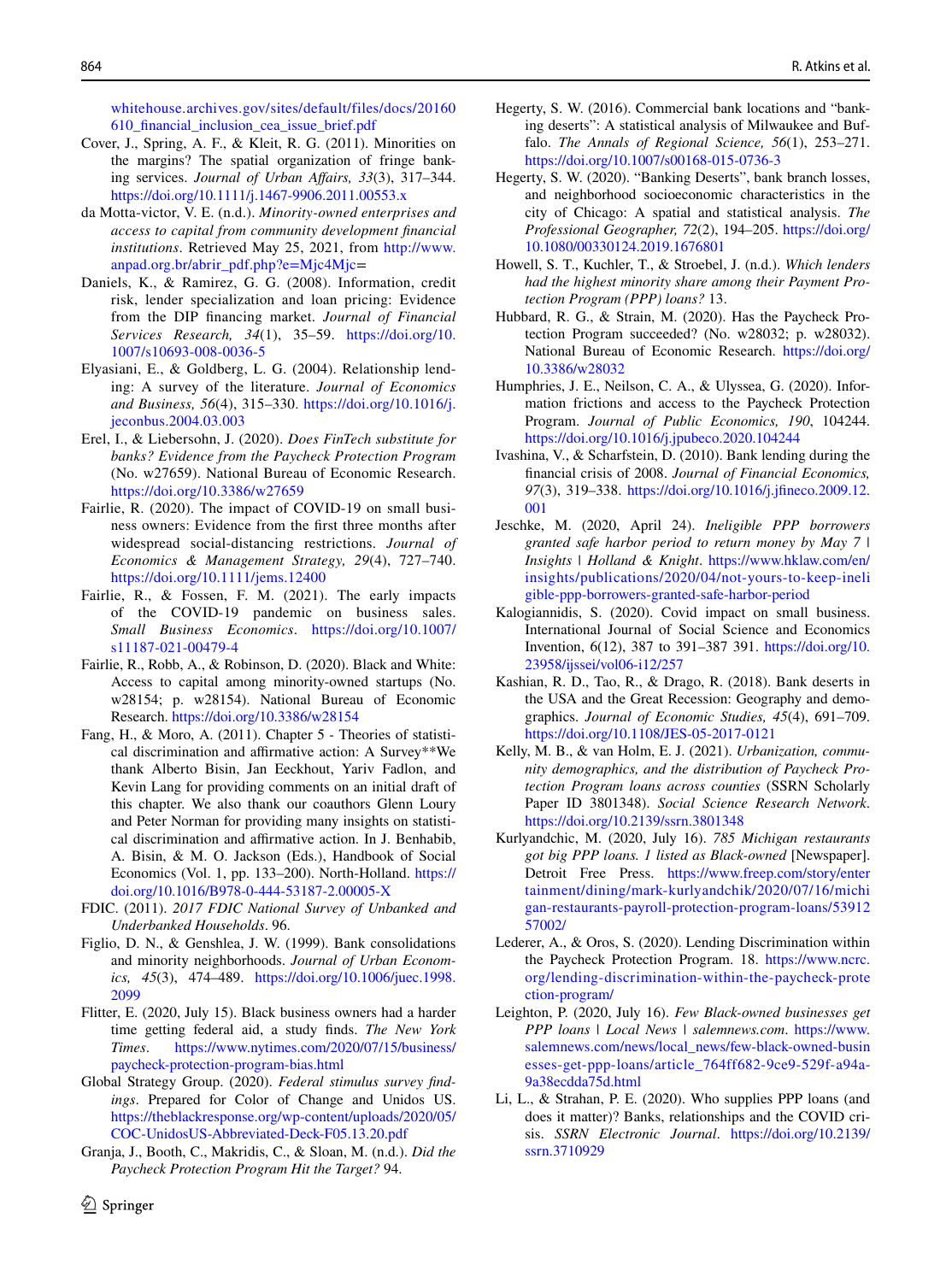whitehouse.archives.gov/sites/default/files/docs/20160610_financial_inclusion_cea_issue_brief.pdf

Cover, J., Spring, A. F., & Kleit, R. G. (2011). Minorities on the margins? The spatial organization of fringe banking services. *Journal of Urban Affairs, 33*(3), 317–344. https://doi.org/10.1111/j.1467-9906.2011.00553.x

da Motta-victor, V. E. (n.d.). *Minority-owned enterprises and access to capital from community development financial institutions*. Retrieved May 25, 2021, from http://www.anpad.org.br/abrir_pdf.php?e=Mjc4Mjc=

Daniels, K., & Ramirez, G. G. (2008). Information, credit risk, lender specialization and loan pricing: Evidence from the DIP financing market. *Journal of Financial Services Research, 34*(1), 35–59. https://doi.org/10.1007/s10693-008-0036-5

Elyasiani, E., & Goldberg, L. G. (2004). Relationship lending: A survey of the literature. *Journal of Economics and Business, 56*(4), 315–330. https://doi.org/10.1016/j.jeconbus.2004.03.003

Erel, I., & Liebersohn, J. (2020). *Does FinTech substitute for banks? Evidence from the Paycheck Protection Program* (No. w27659). National Bureau of Economic Research. https://doi.org/10.3386/w27659

Fairlie, R. (2020). The impact of COVID-19 on small business owners: Evidence from the first three months after widespread social-distancing restrictions. *Journal of Economics & Management Strategy, 29*(4), 727–740. https://doi.org/10.1111/jems.12400

Fairlie, R., & Fossen, F. M. (2021). The early impacts of the COVID-19 pandemic on business sales. *Small Business Economics*. https://doi.org/10.1007/s11187-021-00479-4

Fairlie, R., Robb, A., & Robinson, D. (2020). Black and White: Access to capital among minority-owned startups (No. w28154; p. w28154). National Bureau of Economic Research. https://doi.org/10.3386/w28154

Fang, H., & Moro, A. (2011). Chapter 5 - Theories of statistical discrimination and affirmative action: A Survey**We thank Alberto Bisin, Jan Eeckhout, Yariv Fadlon, and Kevin Lang for providing comments on an initial draft of this chapter. We also thank our coauthors Glenn Loury and Peter Norman for providing many insights on statistical discrimination and affirmative action. In J. Benhabib, A. Bisin, & M. O. Jackson (Eds.), Handbook of Social Economics (Vol. 1, pp. 133–200). North-Holland. https://doi.org/10.1016/B978-0-444-53187-2.00005-X

FDIC. (2011). *2017 FDIC National Survey of Unbanked and Underbanked Households*. 96.

Figlio, D. N., & Genshlea, J. W. (1999). Bank consolidations and minority neighborhoods. *Journal of Urban Economics, 45*(3), 474–489. https://doi.org/10.1006/juec.1998.2099

Flitter, E. (2020, July 15). Black business owners had a harder time getting federal aid, a study finds. *The New York Times*. https://www.nytimes.com/2020/07/15/business/paycheck-protection-program-bias.html

Global Strategy Group. (2020). *Federal stimulus survey findings*. Prepared for Color of Change and Unidos US. https://theblackresponse.org/wp-content/uploads/2020/05/COC-UnidosUS-Abbreviated-Deck-F05.13.20.pdf

Granja, J., Booth, C., Makridis, C., & Sloan, M. (n.d.). *Did the Paycheck Protection Program Hit the Target?* 94.

Hegerty, S. W. (2016). Commercial bank locations and "banking deserts": A statistical analysis of Milwaukee and Buffalo. *The Annals of Regional Science, 56*(1), 253–271. https://doi.org/10.1007/s00168-015-0736-3

Hegerty, S. W. (2020). "Banking Deserts", bank branch losses, and neighborhood socioeconomic characteristics in the city of Chicago: A spatial and statistical analysis. *The Professional Geographer, 72*(2), 194–205. https://doi.org/10.1080/00330124.2019.1676801

Howell, S. T., Kuchler, T., & Stroebel, J. (n.d.). *Which lenders had the highest minority share among their Payment Protection Program (PPP) loans?* 13.

Hubbard, R. G., & Strain, M. (2020). Has the Paycheck Protection Program succeeded? (No. w28032; p. w28032). National Bureau of Economic Research. https://doi.org/10.3386/w28032

Humphries, J. E., Neilson, C. A., & Ulyssea, G. (2020). Information frictions and access to the Paycheck Protection Program. *Journal of Public Economics, 190*, 104244. https://doi.org/10.1016/j.jpubeco.2020.104244

Ivashina, V., & Scharfstein, D. (2010). Bank lending during the financial crisis of 2008. *Journal of Financial Economics, 97*(3), 319–338. https://doi.org/10.1016/j.jfineco.2009.12.001

Jeschke, M. (2020, April 24). *Ineligible PPP borrowers granted safe harbor period to return money by May 7 | Insights | Holland & Knight*. https://www.hklaw.com/en/insights/publications/2020/04/not-yours-to-keep-ineligible-ppp-borrowers-granted-safe-harbor-period

Kalogiannidis, S. (2020). Covid impact on small business. International Journal of Social Science and Economics Invention, 6(12), 387 to 391–387 391. https://doi.org/10.23958/ijssei/vol06-i12/257

Kashian, R. D., Tao, R., & Drago, R. (2018). Bank deserts in the USA and the Great Recession: Geography and demographics. *Journal of Economic Studies, 45*(4), 691–709. https://doi.org/10.1108/JES-05-2017-0121

Kelly, M. B., & van Holm, E. J. (2021). *Urbanization, community demographics, and the distribution of Paycheck Protection Program loans across counties* (SSRN Scholarly Paper ID 3801348). *Social Science Research Network*. https://doi.org/10.2139/ssrn.3801348

Kurlyandchic, M. (2020, July 16). *785 Michigan restaurants got big PPP loans. 1 listed as Black-owned* [Newspaper]. Detroit Free Press. https://www.freep.com/story/entertainment/dining/mark-kurlyandchik/2020/07/16/michigan-restaurants-payroll-protection-program-loans/5391257002/

Lederer, A., & Oros, S. (2020). Lending Discrimination within the Paycheck Protection Program. 18. https://www.ncrc.org/lending-discrimination-within-the-paycheck-protection-program/

Leighton, P. (2020, July 16). *Few Black-owned businesses get PPP loans | Local News | salemnews.com*. https://www.salemnews.com/news/local_news/few-black-owned-businesses-get-ppp-loans/article_764ff682-9ce9-529f-a94a-9a38ecdda75d.html

Li, L., & Strahan, P. E. (2020). Who supplies PPP loans (and does it matter)? Banks, relationships and the COVID crisis. *SSRN Electronic Journal*. https://doi.org/10.2139/ssrn.3710929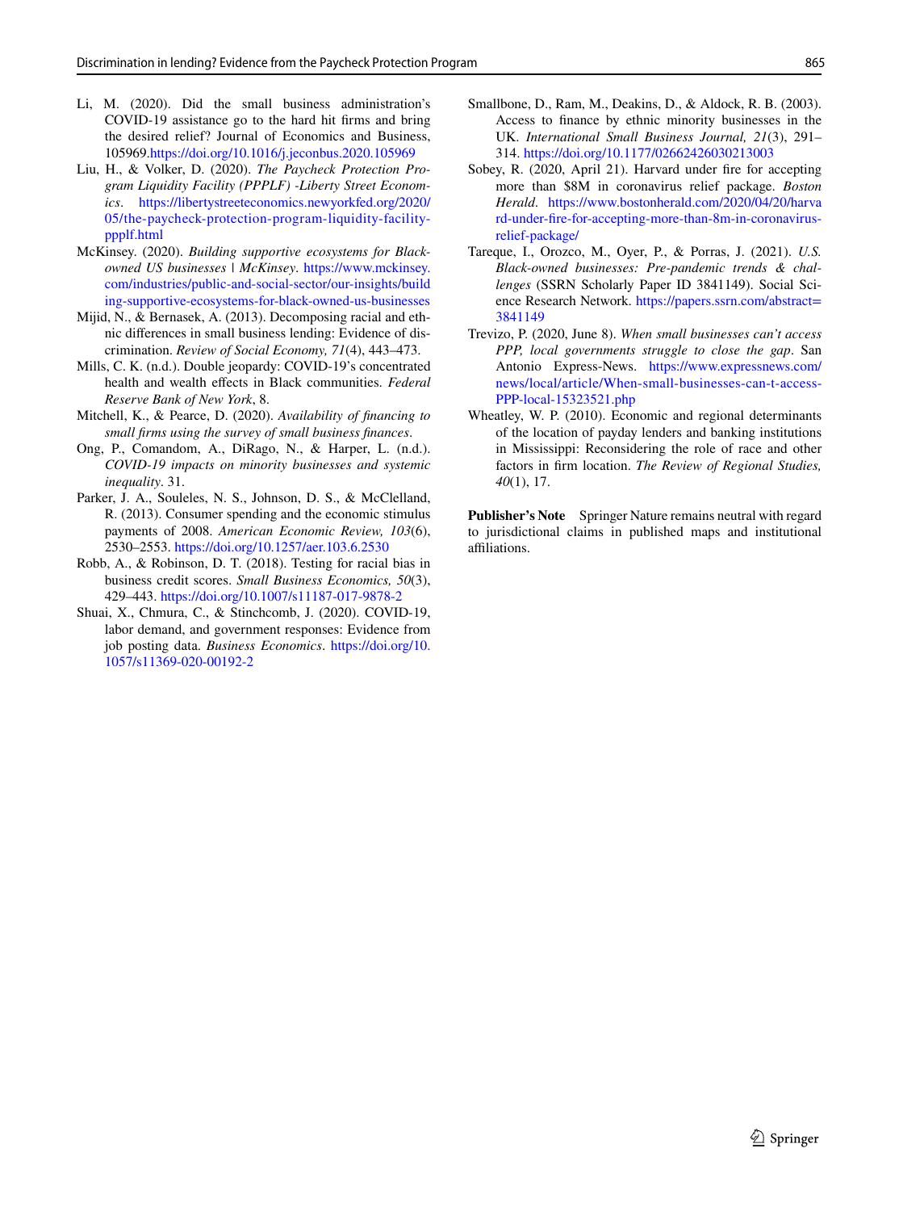Li, M. (2020). Did the small business administration's COVID-19 assistance go to the hard hit firms and bring the desired relief? Journal of Economics and Business, 105969.https://doi.org/10.1016/j.jeconbus.2020.105969

Liu, H., & Volker, D. (2020). *The Paycheck Protection Program Liquidity Facility (PPPLF) -Liberty Street Economics*. https://libertystreeteconomics.newyorkfed.org/2020/05/the-paycheck-protection-program-liquidity-facility-ppplf.html

McKinsey. (2020). *Building supportive ecosystems for Black-owned US businesses | McKinsey*. https://www.mckinsey.com/industries/public-and-social-sector/our-insights/building-supportive-ecosystems-for-black-owned-us-businesses

Mijid, N., & Bernasek, A. (2013). Decomposing racial and ethnic differences in small business lending: Evidence of discrimination. *Review of Social Economy, 71*(4), 443–473.

Mills, C. K. (n.d.). Double jeopardy: COVID-19's concentrated health and wealth effects in Black communities. *Federal Reserve Bank of New York*, 8.

Mitchell, K., & Pearce, D. (2020). *Availability of financing to small firms using the survey of small business finances*.

Ong, P., Comandom, A., DiRago, N., & Harper, L. (n.d.). *COVID-19 impacts on minority businesses and systemic inequality*. 31.

Parker, J. A., Souleles, N. S., Johnson, D. S., & McClelland, R. (2013). Consumer spending and the economic stimulus payments of 2008. *American Economic Review, 103*(6), 2530–2553. https://doi.org/10.1257/aer.103.6.2530

Robb, A., & Robinson, D. T. (2018). Testing for racial bias in business credit scores. *Small Business Economics, 50*(3), 429–443. https://doi.org/10.1007/s11187-017-9878-2

Shuai, X., Chmura, C., & Stinchcomb, J. (2020). COVID-19, labor demand, and government responses: Evidence from job posting data. *Business Economics*. https://doi.org/10.1057/s11369-020-00192-2

Smallbone, D., Ram, M., Deakins, D., & Aldock, R. B. (2003). Access to finance by ethnic minority businesses in the UK. *International Small Business Journal, 21*(3), 291–314. https://doi.org/10.1177/02662426030213003

Sobey, R. (2020, April 21). Harvard under fire for accepting more than $8M in coronavirus relief package. *Boston Herald*. https://www.bostonherald.com/2020/04/20/harvard-under-fire-for-accepting-more-than-8m-in-coronavirus-relief-package/

Tareque, I., Orozco, M., Oyer, P., & Porras, J. (2021). *U.S. Black-owned businesses: Pre-pandemic trends & challenges* (SSRN Scholarly Paper ID 3841149). Social Science Research Network. https://papers.ssrn.com/abstract=3841149

Trevizo, P. (2020, June 8). *When small businesses can't access PPP, local governments struggle to close the gap*. San Antonio Express-News. https://www.expressnews.com/news/local/article/When-small-businesses-can-t-access-PPP-local-15323521.php

Wheatley, W. P. (2010). Economic and regional determinants of the location of payday lenders and banking institutions in Mississippi: Reconsidering the role of race and other factors in firm location. *The Review of Regional Studies, 40*(1), 17.

**Publisher's Note** Springer Nature remains neutral with regard to jurisdictional claims in published maps and institutional affiliations.